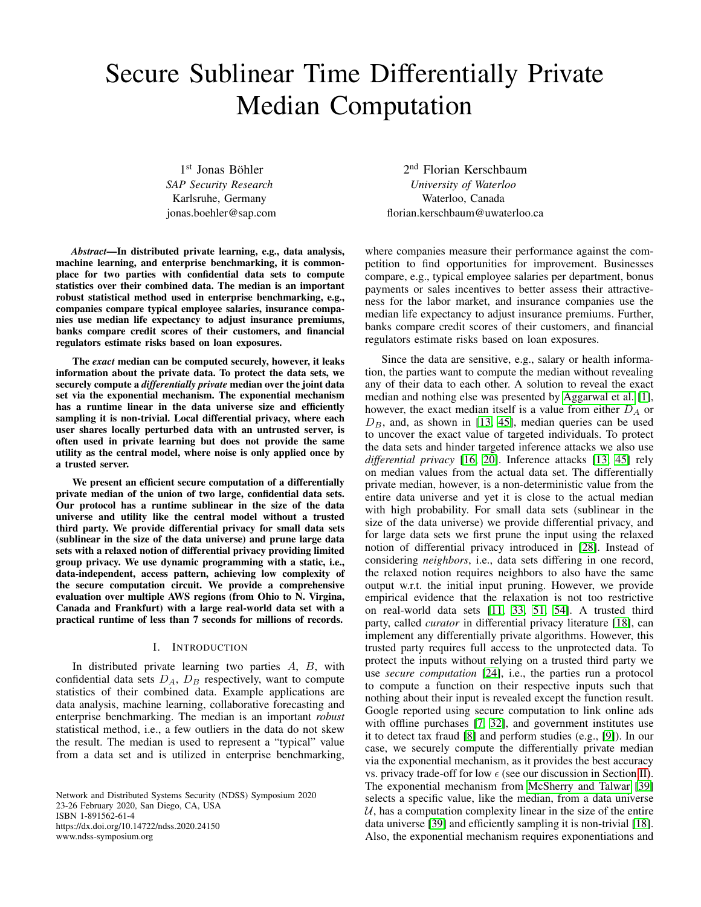# Secure Sublinear Time Differentially Private Median Computation

1st Jonas Böhler
*SAP Security Research*
Karlsruhe, Germany
jonas.boehler@sap.com

2nd Florian Kerschbaum
*University of Waterloo*
Waterloo, Canada
florian.kerschbaum@uwaterloo.ca

***Abstract*—In distributed private learning, e.g., data analysis, machine learning, and enterprise benchmarking, it is commonplace for two parties with confidential data sets to compute statistics over their combined data. The median is an important robust statistical method used in enterprise benchmarking, e.g., companies compare typical employee salaries, insurance companies use median life expectancy to adjust insurance premiums, banks compare credit scores of their customers, and financial regulators estimate risks based on loan exposures.**

**The *exact* median can be computed securely, however, it leaks information about the private data. To protect the data sets, we securely compute a *differentially private* median over the joint data set via the exponential mechanism. The exponential mechanism has a runtime linear in the data universe size and efficiently sampling it is non-trivial. Local differential privacy, where each user shares locally perturbed data with an untrusted server, is often used in private learning but does not provide the same utility as the central model, where noise is only applied once by a trusted server.**

**We present an efficient secure computation of a differentially private median of the union of two large, confidential data sets. Our protocol has a runtime sublinear in the size of the data universe and utility like the central model without a trusted third party. We provide differential privacy for small data sets (sublinear in the size of the data universe) and prune large data sets with a relaxed notion of differential privacy providing limited group privacy. We use dynamic programming with a static, i.e., data-independent, access pattern, achieving low complexity of the secure computation circuit. We provide a comprehensive evaluation over multiple AWS regions (from Ohio to N. Virgina, Canada and Frankfurt) with a large real-world data set with a practical runtime of less than 7 seconds for millions of records.**

## I. Introduction

In distributed private learning two parties $A$, $B$, with confidential data sets $D_A$, $D_B$ respectively, want to compute statistics of their combined data. Example applications are data analysis, machine learning, collaborative forecasting and enterprise benchmarking. The median is an important *robust* statistical method, i.e., a few outliers in the data do not skew the result. The median is used to represent a "typical" value from a data set and is utilized in enterprise benchmarking, where companies measure their performance against the competition to find opportunities for improvement. Businesses compare, e.g., typical employee salaries per department, bonus payments or sales incentives to better assess their attractiveness for the labor market, and insurance companies use the median life expectancy to adjust insurance premiums. Further, banks compare credit scores of their customers, and financial regulators estimate risks based on loan exposures.

Since the data are sensitive, e.g., salary or health information, the parties want to compute the median without revealing any of their data to each other. A solution to reveal the exact median and nothing else was presented by Aggarwal et al. [1], however, the exact median itself is a value from either $D_A$ or $D_B$, and, as shown in [13, 45], median queries can be used to uncover the exact value of targeted individuals. To protect the data sets and hinder targeted inference attacks we also use *differential privacy* [16, 20]. Inference attacks [13, 45] rely on median values from the actual data set. The differentially private median, however, is a non-deterministic value from the entire data universe and yet it is close to the actual median with high probability. For small data sets (sublinear in the size of the data universe) we provide differential privacy, and for large data sets we first prune the input using the relaxed notion of differential privacy introduced in [28]. Instead of considering *neighbors*, i.e., data sets differing in one record, the relaxed notion requires neighbors to also have the same output w.r.t. the initial input pruning. However, we provide empirical evidence that the relaxation is not too restrictive on real-world data sets [11, 33, 51, 54]. A trusted third party, called *curator* in differential privacy literature [18], can implement any differentially private algorithms. However, this trusted party requires full access to the unprotected data. To protect the inputs without relying on a trusted third party we use *secure computation* [24], i.e., the parties run a protocol to compute a function on their respective inputs such that nothing about their input is revealed except the function result. Google reported using secure computation to link online ads with offline purchases [7, 32], and government institutes use it to detect tax fraud [8] and perform studies (e.g., [9]). In our case, we securely compute the differentially private median via the exponential mechanism, as it provides the best accuracy vs. privacy trade-off for low $\epsilon$ (see our discussion in Section II). The exponential mechanism from McSherry and Talwar [39] selects a specific value, like the median, from a data universe $\mathcal{U}$, has a computation complexity linear in the size of the entire data universe [39] and efficiently sampling it is non-trivial [18]. Also, the exponential mechanism requires exponentiations and

Network and Distributed Systems Security (NDSS) Symposium 2020
23-26 February 2020, San Diego, CA, USA
ISBN 1-891562-61-4
https://dx.doi.org/10.14722/ndss.2020.24150
www.ndss-symposium.org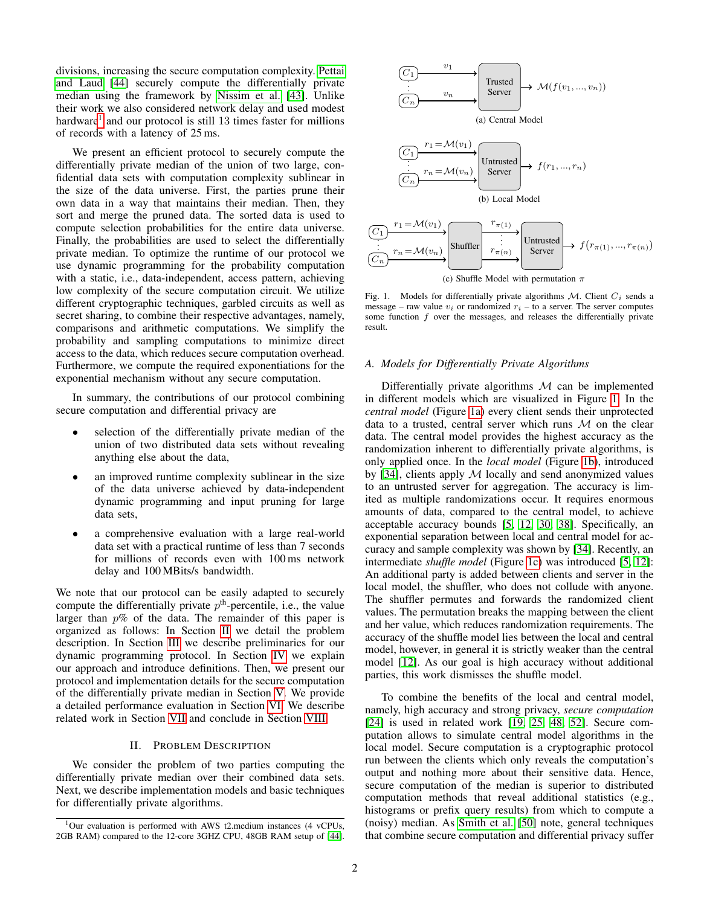divisions, increasing the secure computation complexity. Pettai and Laud [44] securely compute the differentially private median using the framework by Nissim et al. [43]. Unlike their work we also considered network delay and used modest hardware[1] and our protocol is still 13 times faster for millions of records with a latency of 25 ms.

We present an efficient protocol to securely compute the differentially private median of the union of two large, confidential data sets with computation complexity sublinear in the size of the data universe. First, the parties prune their own data in a way that maintains their median. Then, they sort and merge the pruned data. The sorted data is used to compute selection probabilities for the entire data universe. Finally, the probabilities are used to select the differentially private median. To optimize the runtime of our protocol we use dynamic programming for the probability computation with a static, i.e., data-independent, access pattern, achieving low complexity of the secure computation circuit. We utilize different cryptographic techniques, garbled circuits as well as secret sharing, to combine their respective advantages, namely, comparisons and arithmetic computations. We simplify the probability and sampling computations to minimize direct access to the data, which reduces secure computation overhead. Furthermore, we compute the required exponentiations for the exponential mechanism without any secure computation.

In summary, the contributions of our protocol combining secure computation and differential privacy are

- selection of the differentially private median of the union of two distributed data sets without revealing anything else about the data,
- an improved runtime complexity sublinear in the size of the data universe achieved by data-independent dynamic programming and input pruning for large data sets,
- a comprehensive evaluation with a large real-world data set with a practical runtime of less than 7 seconds for millions of records even with 100 ms network delay and 100 MBits/s bandwidth.

We note that our protocol can be easily adapted to securely compute the differentially private $p^{\text{th}}$-percentile, i.e., the value larger than $p\%$ of the data. The remainder of this paper is organized as follows: In Section II we detail the problem description. In Section III we describe preliminaries for our dynamic programming protocol. In Section IV we explain our approach and introduce definitions. Then, we present our protocol and implementation details for the secure computation of the differentially private median in Section V. We provide a detailed performance evaluation in Section VI. We describe related work in Section VII and conclude in Section VIII.

## II. Problem Description

We consider the problem of two parties computing the differentially private median over their combined data sets. Next, we describe implementation models and basic techniques for differentially private algorithms.

[1] Our evaluation is performed with AWS t2.medium instances (4 vCPUs, 2GB RAM) compared to the 12-core 3GHZ CPU, 48GB RAM setup of [44].

(a) Central Model

(b) Local Model

(c) Shuffle Model with permutation $\pi$

Fig. 1. Models for differentially private algorithms $\mathcal{M}$. Client $C_i$ sends a message – raw value $v_i$ or randomized $r_i$ – to a server. The server computes some function $f$ over the messages, and releases the differentially private result.

### A. Models for Differentially Private Algorithms

Differentially private algorithms $\mathcal{M}$ can be implemented in different models which are visualized in Figure 1. In the *central model* (Figure 1a) every client sends their unprotected data to a trusted, central server which runs $\mathcal{M}$ on the clear data. The central model provides the highest accuracy as the randomization inherent to differentially private algorithms, is only applied once. In the *local model* (Figure 1b), introduced by [34], clients apply $\mathcal{M}$ locally and send anonymized values to an untrusted server for aggregation. The accuracy is limited as multiple randomizations occur. It requires enormous amounts of data, compared to the central model, to achieve acceptable accuracy bounds [5], [12], [30], [38]. Specifically, an exponential separation between local and central model for accuracy and sample complexity was shown by [34]. Recently, an intermediate *shuffle model* (Figure 1c) was introduced [5], [12]: An additional party is added between clients and server in the local model, the shuffler, who does not collude with anyone. The shuffler permutes and forwards the randomized client values. The permutation breaks the mapping between the client and her value, which reduces randomization requirements. The accuracy of the shuffle model lies between the local and central model, however, in general it is strictly weaker than the central model [12]. As our goal is high accuracy without additional parties, this work dismisses the shuffle model.

To combine the benefits of the local and central model, namely, high accuracy and strong privacy, *secure computation* [24] is used in related work [19], [25], [48], [52]. Secure computation allows to simulate central model algorithms in the local model. Secure computation is a cryptographic protocol run between the clients which only reveals the computation's output and nothing more about their sensitive data. Hence, secure computation of the median is superior to distributed computation methods that reveal additional statistics (e.g., histograms or prefix query results) from which to compute a (noisy) median. As Smith et al. [50] note, general techniques that combine secure computation and differential privacy suffer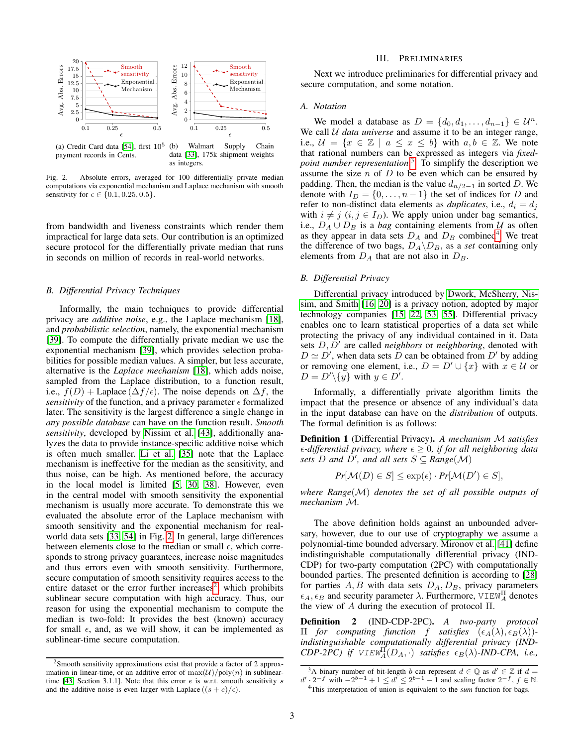(a) Credit Card data [54], first $10^5$ payment records in Cents.

(b) Walmart Supply Chain data [33], 175k shipment weights as integers.

Fig. 2. Absolute errors, averaged for 100 differentially private median computations via exponential mechanism and Laplace mechanism with smooth sensitivity for $\epsilon \in \{0.1, 0.25, 0.5\}$.

from bandwidth and liveness constraints which render them impractical for large data sets. Our contribution is an optimized secure protocol for the differentially private median that runs in seconds on million of records in real-world networks.

### B. Differential Privacy Techniques

Informally, the main techniques to provide differential privacy are *additive noise*, e.g., the Laplace mechanism [18], and *probabilistic selection*, namely, the exponential mechanism [39]. To compute the differentially private median we use the exponential mechanism [39], which provides selection probabilities for possible median values. A simpler, but less accurate, alternative is the *Laplace mechanism* [18], which adds noise, sampled from the Laplace distribution, to a function result, i.e., $f(D) + \text{Laplace}(\Delta f/\epsilon)$. The noise depends on $\Delta f$, the *sensitivity* of the function, and a privacy parameter $\epsilon$ formalized later. The sensitivity is the largest difference a single change in *any possible database* can have on the function result. *Smooth sensitivity*, developed by Nissim et al. [43], additionally analyzes the data to provide instance-specific additive noise which is often much smaller. Li et al. [35] note that the Laplace mechanism is ineffective for the median as the sensitivity, and thus noise, can be high. As mentioned before, the accuracy in the local model is limited [5, 30, 38]. However, even in the central model with smooth sensitivity the exponential mechanism is usually more accurate. To demonstrate this we evaluated the absolute error of the Laplace mechanism with smooth sensitivity and the exponential mechanism for real-world data sets [33, 54] in Fig. 2. In general, large differences between elements close to the median or small $\epsilon$, which corresponds to strong privacy guarantees, increase noise magnitudes and thus errors even with smooth sensitivity. Furthermore, secure computation of smooth sensitivity requires access to the entire dataset or the error further increases[2], which prohibits sublinear secure computation with high accuracy. Thus, our reason for using the exponential mechanism to compute the median is two-fold: It provides the best (known) accuracy for small $\epsilon$, and, as we will show, it can be implemented as sublinear-time secure computation.

[2] Smooth sensitivity approximations exist that provide a factor of 2 approximation in linear-time, or an additive error of $\max(\mathcal{U})/\text{poly}(n)$ in sublinear-time [43, Section 3.1.1]. Note that this error $e$ is w.r.t. smooth sensitivity $s$ and the additive noise is even larger with Laplace $((s+e)/\epsilon)$.

## III. Preliminaries

Next we introduce preliminaries for differential privacy and secure computation, and some notation.

### A. Notation

We model a database as $D = \{d_0, d_1, \ldots, d_{n-1}\} \in \mathcal{U}^n$. We call $\mathcal{U}$ *data universe* and assume it to be an integer range, i.e., $\mathcal{U} = \{x \in \mathbb{Z} \mid a \leq x \leq b\}$ with $a, b \in \mathbb{Z}$. We note that rational numbers can be expressed as integers via *fixed-point number representation*[3]. To simplify the description we assume the size $n$ of $D$ to be even which can be ensured by padding. Then, the median is the value $d_{n/2-1}$ in sorted $D$. We denote with $I_D = \{0, \ldots, n-1\}$ the set of indices for $D$ and refer to non-distinct data elements as *duplicates*, i.e., $d_i = d_j$ with $i \neq j$ $(i, j \in I_D)$. We apply union under bag semantics, i.e., $D_A \cup D_B$ is a *bag* containing elements from $\mathcal{U}$ as often as they appear in data sets $D_A$ and $D_B$ combined[4]. We treat the difference of two bags, $D_A \setminus D_B$, as a *set* containing only elements from $D_A$ that are not also in $D_B$.

### B. Differential Privacy

Differential privacy introduced by Dwork, McSherry, Nissim, and Smith [16, 20] is a privacy notion, adopted by major technology companies [15, 22, 53, 55]. Differential privacy enables one to learn statistical properties of a data set while protecting the privacy of any individual contained in it. Data sets $D, D'$ are called *neighbors* or *neighboring*, denoted with $D \simeq D'$, when data sets $D$ can be obtained from $D'$ by adding or removing one element, i.e., $D = D' \cup \{x\}$ with $x \in \mathcal{U}$ or $D = D' \setminus \{y\}$ with $y \in D'$.

Informally, a differentially private algorithm limits the impact that the presence or absence of any individual's data in the input database can have on the *distribution* of outputs. The formal definition is as follows:

**Definition 1** (Differential Privacy)**.** *A mechanism $\mathcal{M}$ satisfies $\epsilon$-differential privacy, where $\epsilon \geq 0$, if for all neighboring data sets $D$ and $D'$, and all sets $S \subseteq Range(\mathcal{M})$*

$$Pr[\mathcal{M}(D) \in S] \leq \exp(\epsilon) \cdot Pr[\mathcal{M}(D') \in S],$$

*where $Range(\mathcal{M})$ denotes the set of all possible outputs of mechanism $\mathcal{M}$.*

The above definition holds against an unbounded adversary, however, due to our use of cryptography we assume a polynomial-time bounded adversary. Mironov et al. [41] define indistinguishable computationally differential privacy (IND-CDP) for two-party computation (2PC) with computationally bounded parties. The presented definition is according to [28] for parties $A, B$ with data sets $D_A, D_B$, privacy parameters $\epsilon_A, \epsilon_B$ and security parameter $\lambda$. Furthermore, $\texttt{VIEW}_A^\Pi$ denotes the view of $A$ during the execution of protocol $\Pi$.

**Definition 2** (IND-CDP-2PC)**.** *A two-party protocol $\Pi$ for computing function $f$ satisfies $(\epsilon_A(\lambda), \epsilon_B(\lambda))$-indistinguishable computationally differential privacy (IND-CDP-2PC) if $\texttt{VIEW}_A^\Pi(D_A, \cdot)$ satisfies $\epsilon_B(\lambda)$-IND-CPA, i.e.,*

[3] A binary number of bit-length $b$ can represent $d \in \mathbb{Q}$ as $d' \in \mathbb{Z}$ if $d = d' \cdot 2^{-f}$ with $-2^{b-1}+1 \leq d' \leq 2^{b-1}-1$ and scaling factor $2^{-f}$, $f \in \mathbb{N}$.

[4] This interpretation of union is equivalent to the *sum* function for bags.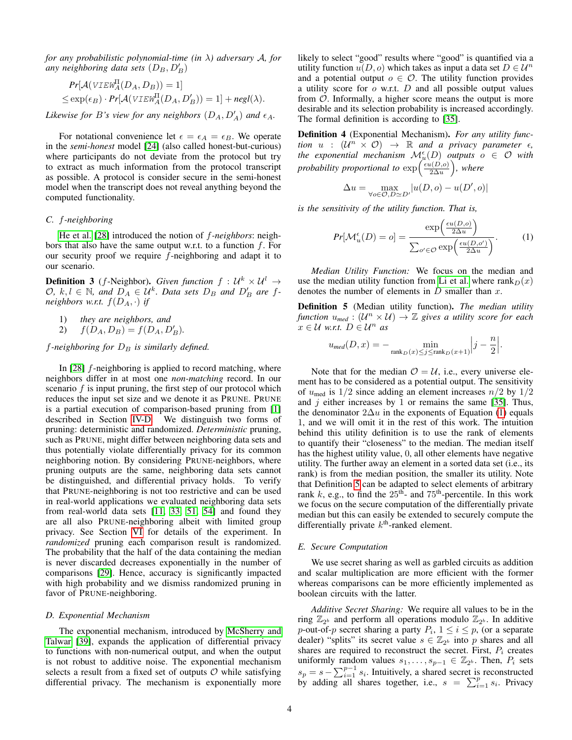*for any probabilistic polynomial-time (in $\lambda$) adversary $\mathcal{A}$, for any neighboring data sets $(D_B, D'_B)$*

$$Pr[\mathcal{A}(\text{VIEW}_A^{\Pi}(D_A, D_B)) = 1]$$
$$\leq \exp(\epsilon_B) \cdot Pr[\mathcal{A}(\text{VIEW}_A^{\Pi}(D_A, D'_B)) = 1] + negl(\lambda).$$

*Likewise for B's view for any neighbors $(D_A, D'_A)$ and $\epsilon_A$.*

For notational convenience let $\epsilon = \epsilon_A = \epsilon_B$. We operate in the *semi-honest* model [24] (also called honest-but-curious) where participants do not deviate from the protocol but try to extract as much information from the protocol transcript as possible. A protocol is consider secure in the semi-honest model when the transcript does not reveal anything beyond the computed functionality.

### C. f-neighboring

He et al. [28] introduced the notion of *f-neighbors*: neighbors that also have the same output w.r.t. to a function $f$. For our security proof we require $f$-neighboring and adapt it to our scenario.

**Definition 3** ($f$-Neighbor)**.** *Given function $f : \mathcal{U}^k \times \mathcal{U}^l \to \mathcal{O}$, $k, l \in \mathbb{N}$, and $D_A \in \mathcal{U}^k$. Data sets $D_B$ and $D'_B$ are $f$-neighbors w.r.t. $f(D_A, \cdot)$ if*

1) *they are neighbors, and*
2) *$f(D_A, D_B) = f(D_A, D'_B)$.*

*$f$-neighboring for $D_B$ is similarly defined.*

In [28] $f$-neighboring is applied to record matching, where neighbors differ in at most one *non-matching* record. In our scenario $f$ is input pruning, the first step of our protocol which reduces the input set size and we denote it as PRUNE. PRUNE is a partial execution of comparison-based pruning from [1] described in Section IV-D. We distinguish two forms of pruning: deterministic and randomized. *Deterministic* pruning, such as PRUNE, might differ between neighboring data sets and thus potentially violate differentially privacy for its common neighboring notion. By considering PRUNE-neighbors, where pruning outputs are the same, neighboring data sets cannot be distinguished, and differential privacy holds. To verify that PRUNE-neighboring is not too restrictive and can be used in real-world applications we evaluated neighboring data sets from real-world data sets [11, 33, 51, 54] and found they are all also PRUNE-neighboring albeit with limited group privacy. See Section VI for details of the experiment. In *randomized* pruning each comparison result is randomized. The probability that the half of the data containing the median is never discarded decreases exponentially in the number of comparisons [29]. Hence, accuracy is significantly impacted with high probability and we dismiss randomized pruning in favor of PRUNE-neighboring.

### D. Exponential Mechanism

The exponential mechanism, introduced by McSherry and Talwar [39], expands the application of differential privacy to functions with non-numerical output, and when the output is not robust to additive noise. The exponential mechanism selects a result from a fixed set of outputs $\mathcal{O}$ while satisfying differential privacy. The mechanism is exponentially more likely to select "good" results where "good" is quantified via a utility function $u(D, o)$ which takes as input a data set $D \in \mathcal{U}^n$ and a potential output $o \in \mathcal{O}$. The utility function provides a utility score for $o$ w.r.t. $D$ and all possible output values from $\mathcal{O}$. Informally, a higher score means the output is more desirable and its selection probability is increased accordingly. The formal definition is according to [35].

**Definition 4** (Exponential Mechanism)**.** *For any utility function $u : (\mathcal{U}^n \times \mathcal{O}) \to \mathbb{R}$ and a privacy parameter $\epsilon$, the exponential mechanism $\mathcal{M}_u^\epsilon(D)$ outputs $o \in \mathcal{O}$ with probability proportional to $\exp\left(\frac{\epsilon u(D,o)}{2\Delta u}\right)$, where*

$$\Delta u = \max_{\forall o \in \mathcal{O}, D \simeq D'} |u(D, o) - u(D', o)|$$

*is the sensitivity of the utility function. That is,*

$$Pr[\mathcal{M}_u^\epsilon(D) = o] = \frac{\exp\left(\frac{\epsilon u(D,o)}{2\Delta u}\right)}{\sum_{o' \in \mathcal{O}} \exp\left(\frac{\epsilon u(D,o')}{2\Delta u}\right)}. \quad (1)$$

*Median Utility Function:* We focus on the median and use the median utility function from Li et al. where $\text{rank}_D(x)$ denotes the number of elements in $D$ smaller than $x$.

**Definition 5** (Median utility function)**.** *The median utility function $u_{med} : (\mathcal{U}^n \times \mathcal{U}) \to \mathbb{Z}$ gives a utility score for each $x \in \mathcal{U}$ w.r.t. $D \in \mathcal{U}^n$ as*

$$u_{med}(D, x) = -\min_{\text{rank}_D(x) \leq j \leq \text{rank}_D(x+1)} \left| j - \frac{n}{2} \right|.$$

Note that for the median $\mathcal{O} = \mathcal{U}$, i.e., every universe element has to be considered as a potential output. The sensitivity of $u_{\text{med}}$ is $1/2$ since adding an element increases $n/2$ by $1/2$ and $j$ either increases by 1 or remains the same [35]. Thus, the denominator $2\Delta u$ in the exponents of Equation (1) equals 1, and we will omit it in the rest of this work. The intuition behind this utility definition is to use the rank of elements to quantify their "closeness" to the median. The median itself has the highest utility value, 0, all other elements have negative utility. The further away an element in a sorted data set (i.e., its rank) is from the median position, the smaller its utility. Note that Definition 5 can be adapted to select elements of arbitrary rank $k$, e.g., to find the 25th- and 75th-percentile. In this work we focus on the secure computation of the differentially private median but this can easily be extended to securely compute the differentially private $k$th-ranked element.

### E. Secure Computation

We use secret sharing as well as garbled circuits as addition and scalar multiplication are more efficient with the former whereas comparisons can be more efficiently implemented as boolean circuits with the latter.

*Additive Secret Sharing:* We require all values to be in the ring $\mathbb{Z}_{2^b}$ and perform all operations modulo $\mathbb{Z}_{2^b}$. In additive $p$-out-of-$p$ secret sharing a party $P_i$, $1 \leq i \leq p$, (or a separate dealer) "splits" its secret value $s \in \mathbb{Z}_{2^b}$ into $p$ shares and all shares are required to reconstruct the secret. First, $P_i$ creates uniformly random values $s_1, \ldots, s_{p-1} \in \mathbb{Z}_{2^b}$. Then, $P_i$ sets $s_p = s - \sum_{i=1}^{p-1} s_i$. Intuitively, a shared secret is reconstructed by adding all shares together, i.e., $s = \sum_{i=1}^{p} s_i$. Privacy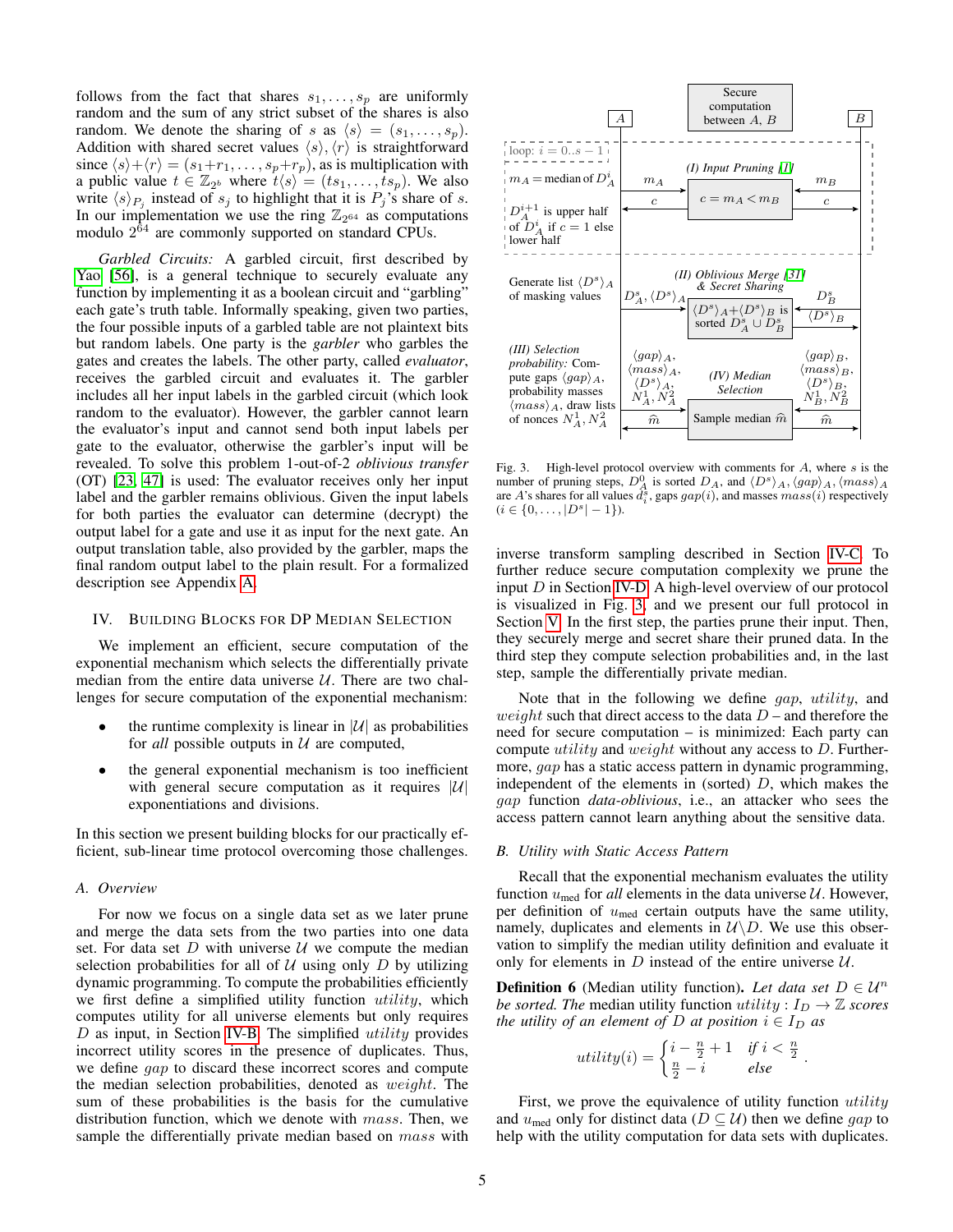follows from the fact that shares $s_1, \ldots, s_p$ are uniformly random and the sum of any strict subset of the shares is also random. We denote the sharing of $s$ as $\langle s \rangle = (s_1, \ldots, s_p)$. Addition with shared secret values $\langle s \rangle, \langle r \rangle$ is straightforward since $\langle s \rangle + \langle r \rangle = (s_1 + r_1, \ldots, s_p + r_p)$, as is multiplication with a public value $t \in \mathbb{Z}_{2^b}$ where $t\langle s \rangle = (ts_1, \ldots, ts_p)$. We also write $\langle s \rangle_{P_j}$ instead of $s_j$ to highlight that it is $P_j$'s share of $s$. In our implementation we use the ring $\mathbb{Z}_{2^{64}}$ as computations modulo $2^{64}$ are commonly supported on standard CPUs.

*Garbled Circuits:* A garbled circuit, first described by Yao [56], is a general technique to securely evaluate any function by implementing it as a boolean circuit and "garbling" each gate's truth table. Informally speaking, given two parties, the four possible inputs of a garbled table are not plaintext bits but random labels. One party is the *garbler* who garbles the gates and creates the labels. The other party, called *evaluator*, receives the garbled circuit and evaluates it. The garbler includes all her input labels in the garbled circuit (which look random to the evaluator). However, the garbler cannot learn the evaluator's input and cannot send both input labels per gate to the evaluator, otherwise the garbler's input will be revealed. To solve this problem 1-out-of-2 *oblivious transfer* (OT) [23, 47] is used: The evaluator receives only her input label and the garbler remains oblivious. Given the input labels for both parties the evaluator can determine (decrypt) the output label for a gate and use it as input for the next gate. An output translation table, also provided by the garbler, maps the final random output label to the plain result. For a formalized description see Appendix A.

## IV. Building Blocks for DP Median Selection

We implement an efficient, secure computation of the exponential mechanism which selects the differentially private median from the entire data universe $\mathcal{U}$. There are two challenges for secure computation of the exponential mechanism:

- the runtime complexity is linear in $|\mathcal{U}|$ as probabilities for *all* possible outputs in $\mathcal{U}$ are computed,
- the general exponential mechanism is too inefficient with general secure computation as it requires $|\mathcal{U}|$ exponentiations and divisions.

In this section we present building blocks for our practically efficient, sub-linear time protocol overcoming those challenges.

### A. Overview

For now we focus on a single data set as we later prune and merge the data sets from the two parties into one data set. For data set $D$ with universe $\mathcal{U}$ we compute the median selection probabilities for all of $\mathcal{U}$ using only $D$ by utilizing dynamic programming. To compute the probabilities efficiently we first define a simplified utility function $utility$, which computes utility for all universe elements but only requires $D$ as input, in Section IV-B. The simplified $utility$ provides incorrect utility scores in the presence of duplicates. Thus, we define $gap$ to discard these incorrect scores and compute the median selection probabilities, denoted as $weight$. The sum of these probabilities is the basis for the cumulative distribution function, which we denote with $mass$. Then, we sample the differentially private median based on $mass$ with

Fig. 3. High-level protocol overview with comments for $A$, where $s$ is the number of pruning steps, $D_A^0$ is sorted $D_A$, and $\langle D^s \rangle_A, \langle gap \rangle_A, \langle mass \rangle_A$ are $A$'s shares for all values $d_i^s$, gaps $gap(i)$, and masses $mass(i)$ respectively ($i \in \{0, \ldots, |D^s| - 1\}$).

inverse transform sampling described in Section IV-C. To further reduce secure computation complexity we prune the input $D$ in Section IV-D. A high-level overview of our protocol is visualized in Fig. 3, and we present our full protocol in Section V. In the first step, the parties prune their input. Then, they securely merge and secret share their pruned data. In the third step they compute selection probabilities and, in the last step, sample the differentially private median.

Note that in the following we define $gap$, $utility$, and $weight$ such that direct access to the data $D$ – and therefore the need for secure computation – is minimized: Each party can compute $utility$ and $weight$ without any access to $D$. Furthermore, $gap$ has a static access pattern in dynamic programming, independent of the elements in (sorted) $D$, which makes the $gap$ function *data-oblivious*, i.e., an attacker who sees the access pattern cannot learn anything about the sensitive data.

### B. Utility with Static Access Pattern

Recall that the exponential mechanism evaluates the utility function $u_{\text{med}}$ for *all* elements in the data universe $\mathcal{U}$. However, per definition of $u_{\text{med}}$ certain outputs have the same utility, namely, duplicates and elements in $\mathcal{U} \backslash D$. We use this observation to simplify the median utility definition and evaluate it only for elements in $D$ instead of the entire universe $\mathcal{U}$.

**Definition 6** (Median utility function). *Let data set $D \in \mathcal{U}^n$ be sorted. The* median utility function $utility : I_D \to \mathbb{Z}$ *scores the utility of an element of $D$ at position $i \in I_D$ as*

$$utility(i) = \begin{cases} i - \frac{n}{2} + 1 & \text{if } i < \frac{n}{2} \\ \frac{n}{2} - i & \text{else} \end{cases}.$$

First, we prove the equivalence of utility function $utility$ and $u_{\text{med}}$ only for distinct data ($D \subseteq \mathcal{U}$) then we define $gap$ to help with the utility computation for data sets with duplicates.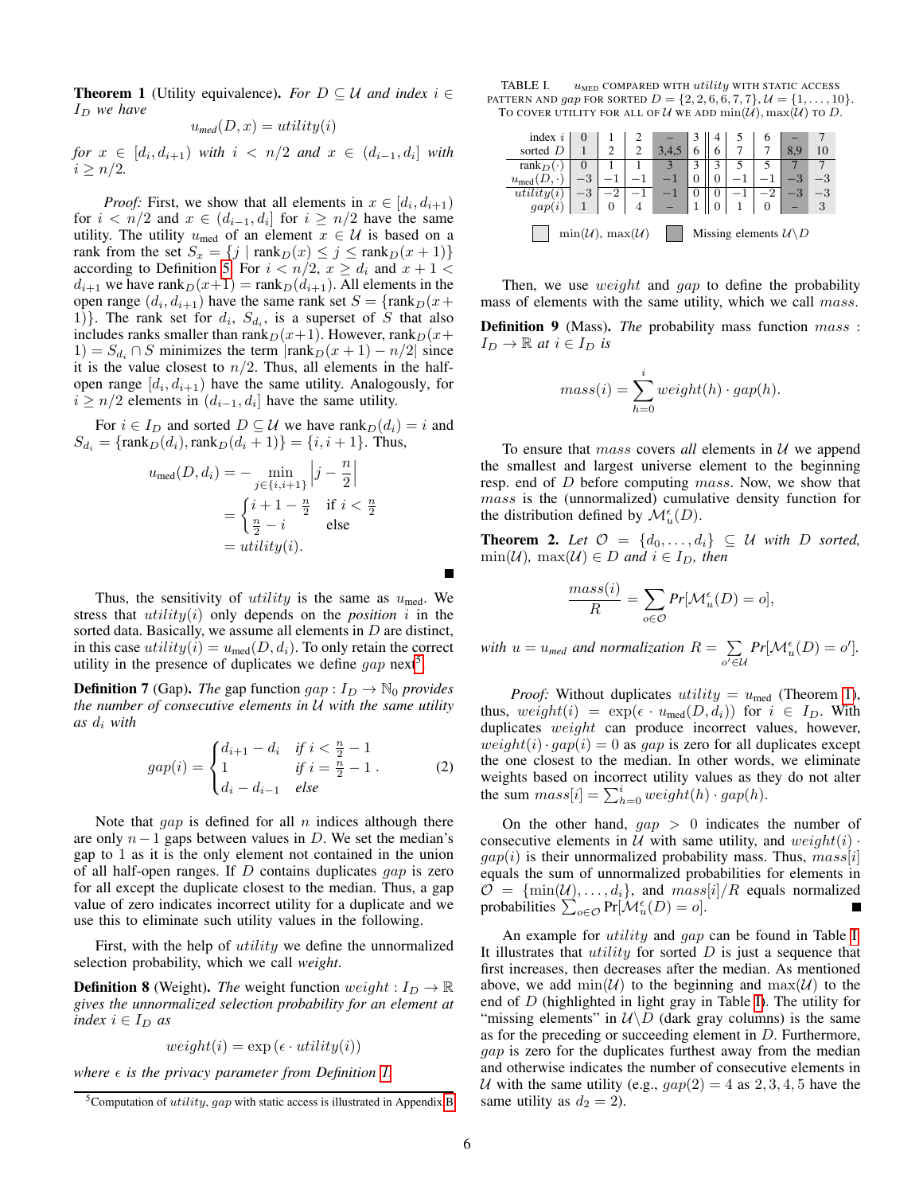**Theorem 1** (Utility equivalence). *For $D \subseteq \mathcal{U}$ and index $i \in I_D$ we have*

$$u_{med}(D, x) = utility(i)$$

*for $x \in [d_i, d_{i+1})$ with $i < n/2$ and $x \in (d_{i-1}, d_i]$ with $i \geq n/2$.*

*Proof:* First, we show that all elements in $x \in [d_i, d_{i+1})$ for $i < n/2$ and $x \in (d_{i-1}, d_i]$ for $i \geq n/2$ have the same utility. The utility $u_{\text{med}}$ of an element $x \in \mathcal{U}$ is based on a rank from the set $S_x = \{j \mid \text{rank}_D(x) \leq j \leq \text{rank}_D(x+1)\}$ according to Definition 5. For $i < n/2$, $x \geq d_i$ and $x + 1 < d_{i+1}$ we have $\text{rank}_D(x+1) = \text{rank}_D(d_{i+1})$. All elements in the open range $(d_i, d_{i+1})$ have the same rank set $S = \{\text{rank}_D(x + 1)\}$. The rank set for $d_i$, $S_{d_i}$, is a superset of $S$ that also includes ranks smaller than $\text{rank}_D(x+1)$. However, $\text{rank}_D(x+1) = S_{d_i} \cap S$ minimizes the term $|\text{rank}_D(x + 1) - n/2|$ since it is the value closest to $n/2$. Thus, all elements in the half-open range $[d_i, d_{i+1})$ have the same utility. Analogously, for $i \geq n/2$ elements in $(d_{i-1}, d_i]$ have the same utility.

For $i \in I_D$ and sorted $D \subseteq \mathcal{U}$ we have $\text{rank}_D(d_i) = i$ and $S_{d_i} = \{\text{rank}_D(d_i), \text{rank}_D(d_i + 1)\} = \{i, i + 1\}$. Thus,

$$\begin{aligned} u_{\text{med}}(D, d_i) &= -\min_{j \in \{i, i+1\}} \left| j - \frac{n}{2} \right| \\ &= \begin{cases} i + 1 - \frac{n}{2} & \text{if } i < \frac{n}{2} \\ \frac{n}{2} - i & \text{else} \end{cases} \\ &= utility(i). \end{aligned}$$

■

Thus, the sensitivity of $utility$ is the same as $u_{\text{med}}$. We stress that $utility(i)$ only depends on the *position* $i$ in the sorted data. Basically, we assume all elements in $D$ are distinct, in this case $utility(i) = u_{\text{med}}(D, d_i)$. To only retain the correct utility in the presence of duplicates we define $gap$ next[5].

**Definition 7** (Gap). *The gap function $gap : I_D \to \mathbb{N}_0$ provides the number of consecutive elements in $\mathcal{U}$ with the same utility as $d_i$ with*

$$gap(i) = \begin{cases} d_{i+1} - d_i & \text{if } i < \frac{n}{2} - 1 \\ 1 & \text{if } i = \frac{n}{2} - 1 \\ d_i - d_{i-1} & \text{else} \end{cases}. \tag{2}$$

Note that $gap$ is defined for all $n$ indices although there are only $n - 1$ gaps between values in $D$. We set the median's gap to 1 as it is the only element not contained in the union of all half-open ranges. If $D$ contains duplicates $gap$ is zero for all except the duplicate closest to the median. Thus, a gap value of zero indicates incorrect utility for a duplicate and we use this to eliminate such utility values in the following.

First, with the help of $utility$ we define the unnormalized selection probability, which we call $weight$.

**Definition 8** (Weight). *The weight function $weight : I_D \to \mathbb{R}$ gives the unnormalized selection probability for an element at index $i \in I_D$ as*

$$weight(i) = \exp\left(\epsilon \cdot utility(i)\right)$$

*where $\epsilon$ is the privacy parameter from Definition 1.*

[5] Computation of $utility$, $gap$ with static access is illustrated in Appendix B.

TABLE I. $u_{\text{MED}}$ COMPARED WITH $utility$ WITH STATIC ACCESS PATTERN AND $gap$ FOR SORTED $D = \{2, 2, 6, 6, 7, 7\}, \mathcal{U} = \{1, \ldots, 10\}$. TO COVER UTILITY FOR ALL OF $\mathcal{U}$ WE ADD $\min(\mathcal{U}), \max(\mathcal{U})$ TO $D$.

| index $i$ | 0 | 1 | 2 | – | 3 | 4 | 5 | 6 | – | 7 |
|---|---|---|---|---|---|---|---|---|---|---|
| sorted $D$ | 1 | 2 | 2 | 3,4,5 | 6 | 6 | 7 | 7 | 8,9 | 10 |
| $\text{rank}_D(\cdot)$ | 0 | 1 | 1 | 3 | 3 | 3 | 5 | 5 | 7 | 7 |
| $u_{\text{med}}(D, \cdot)$ | $-3$ | $-1$ | $-1$ | $-1$ | 0 | 0 | $-1$ | $-1$ | $-3$ | $-3$ |
| $utility(i)$ | $-3$ | $-2$ | $-1$ | $-1$ | 0 | 0 | $-1$ | $-2$ | $-3$ | $-3$ |
| $gap(i)$ | 1 | 0 | 4 | – | 1 | 0 | 1 | 0 | – | 3 |

Legend: light gray = $\min(\mathcal{U}), \max(\mathcal{U})$; dark gray = Missing elements $\mathcal{U} \backslash D$

Then, we use $weight$ and $gap$ to define the probability mass of elements with the same utility, which we call $mass$.

**Definition 9** (Mass). *The probability mass function $mass : I_D \to \mathbb{R}$ at $i \in I_D$ is*

$$mass(i) = \sum_{h=0}^{i} weight(h) \cdot gap(h).$$

To ensure that $mass$ covers *all* elements in $\mathcal{U}$ we append the smallest and largest universe element to the beginning resp. end of $D$ before computing $mass$. Now, we show that $mass$ is the (unnormalized) cumulative density function for the distribution defined by $\mathcal{M}_u^\epsilon(D)$.

**Theorem 2.** *Let $\mathcal{O} = \{d_0, \ldots, d_i\} \subseteq \mathcal{U}$ with $D$ sorted, $\min(\mathcal{U}), \max(\mathcal{U}) \in D$ and $i \in I_D$, then*

$$\frac{mass(i)}{R} = \sum_{o \in \mathcal{O}} Pr[\mathcal{M}_u^\epsilon(D) = o],$$

*with $u = u_{med}$ and normalization $R = \sum_{o' \in \mathcal{U}} Pr[\mathcal{M}_u^\epsilon(D) = o']$.*

*Proof:* Without duplicates $utility = u_{\text{med}}$ (Theorem 1), thus, $weight(i) = \exp(\epsilon \cdot u_{\text{med}}(D, d_i))$ for $i \in I_D$. With duplicates $weight$ can produce incorrect values, however, $weight(i) \cdot gap(i) = 0$ as $gap$ is zero for all duplicates except the one closest to the median. In other words, we eliminate weights based on incorrect utility values as they do not alter the sum $mass[i] = \sum_{h=0}^{i} weight(h) \cdot gap(h)$.

On the other hand, $gap > 0$ indicates the number of consecutive elements in $\mathcal{U}$ with same utility, and $weight(i) \cdot gap(i)$ is their unnormalized probability mass. Thus, $mass[i]$ equals the sum of unnormalized probabilities for elements in $\mathcal{O} = \{\min(\mathcal{U}), \ldots, d_i\}$, and $mass[i]/R$ equals normalized probabilities $\sum_{o \in \mathcal{O}} \Pr[\mathcal{M}_u^\epsilon(D) = o]$. ■

An example for $utility$ and $gap$ can be found in Table I. It illustrates that $utility$ for sorted $D$ is just a sequence that first increases, then decreases after the median. As mentioned above, we add $\min(\mathcal{U})$ to the beginning and $\max(\mathcal{U})$ to the end of $D$ (highlighted in light gray in Table I). The utility for "missing elements" in $\mathcal{U} \backslash D$ (dark gray columns) is the same as for the preceding or succeeding element in $D$. Furthermore, $gap$ is zero for the duplicates furthest away from the median and otherwise indicates the number of consecutive elements in $\mathcal{U}$ with the same utility (e.g., $gap(2) = 4$ as $2, 3, 4, 5$ have the same utility as $d_2 = 2$).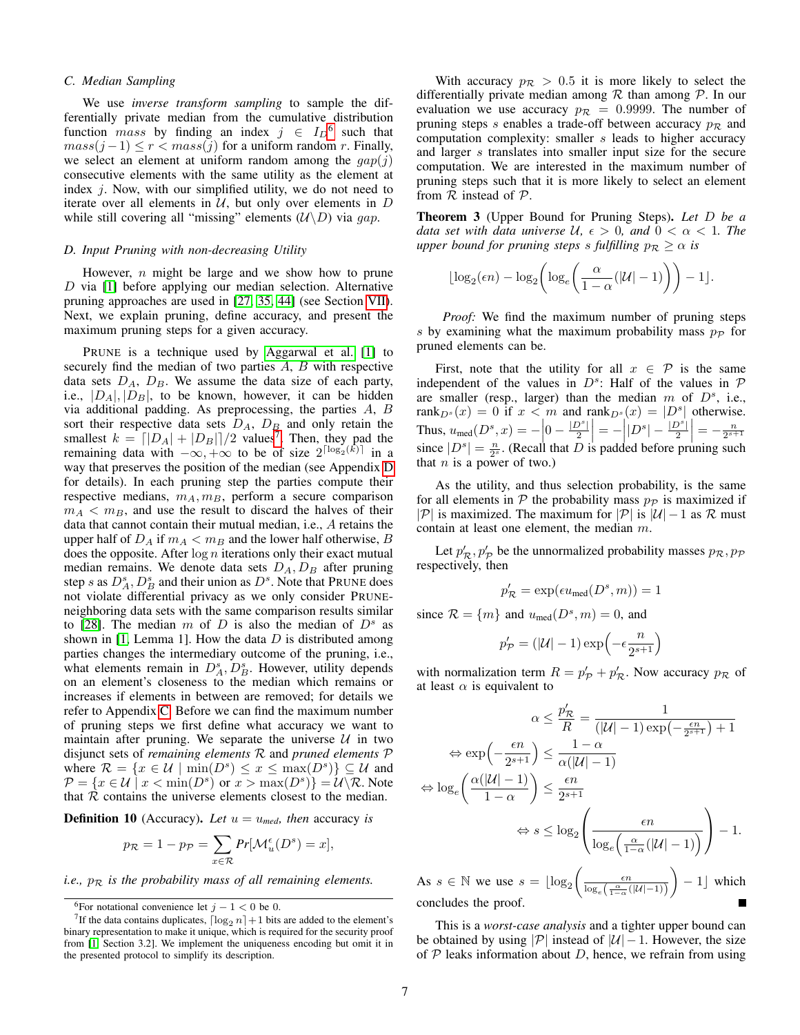### C. Median Sampling

We use *inverse transform sampling* to sample the differentially private median from the cumulative distribution function *mass* by finding an index $j \in I_D$[6] such that $mass(j-1) \leq r < mass(j)$ for a uniform random $r$. Finally, we select an element at uniform random among the $gap(j)$ consecutive elements with the same utility as the element at index $j$. Now, with our simplified utility, we do not need to iterate over all elements in $\mathcal{U}$, but only over elements in $D$ while still covering all "missing" elements ($\mathcal{U} \setminus D$) via $gap$.

### D. Input Pruning with non-decreasing Utility

However, $n$ might be large and we show how to prune $D$ via [1] before applying our median selection. Alternative pruning approaches are used in [27, 35, 44] (see Section VII). Next, we explain pruning, define accuracy, and present the maximum pruning steps for a given accuracy.

PRUNE is a technique used by Aggarwal et al. [1] to securely find the median of two parties $A$, $B$ with respective data sets $D_A$, $D_B$. We assume the data size of each party, i.e., $|D_A|, |D_B|$, to be known, however, it can be hidden via additional padding. As preprocessing, the parties $A$, $B$ sort their respective data sets $D_A$, $D_B$ and only retain the smallest $k = \lceil |D_A| + |D_B| \rceil / 2$ values[7]. Then, they pad the remaining data with $-\infty, +\infty$ to be of size $2^{\lceil \log_2(k) \rceil}$ in a way that preserves the position of the median (see Appendix D for details). In each pruning step the parties compute their respective medians, $m_A, m_B$, perform a secure comparison $m_A < m_B$, and use the result to discard the halves of their data that cannot contain their mutual median, i.e., $A$ retains the upper half of $D_A$ if $m_A < m_B$ and the lower half otherwise, $B$ does the opposite. After $\log n$ iterations only their exact mutual median remains. We denote data sets $D_A, D_B$ after pruning step $s$ as $D_A^s, D_B^s$ and their union as $D^s$. Note that PRUNE does not violate differential privacy as we only consider PRUNE-neighboring data sets with the same comparison results similar to [28]. The median $m$ of $D$ is also the median of $D^s$ as shown in [1, Lemma 1]. How the data $D$ is distributed among parties changes the intermediary outcome of the pruning, i.e., what elements remain in $D_A^s, D_B^s$. However, utility depends on an element's closeness to the median which remains or increases if elements in between are removed; for details we refer to Appendix C. Before we can find the maximum number of pruning steps we first define what accuracy we want to maintain after pruning. We separate the universe $\mathcal{U}$ in two disjunct sets of *remaining elements* $\mathcal{R}$ and *pruned elements* $\mathcal{P}$ where $\mathcal{R} = \{x \in \mathcal{U} \mid \min(D^s) \leq x \leq \max(D^s)\} \subseteq \mathcal{U}$ and $\mathcal{P} = \{x \in \mathcal{U} \mid x < \min(D^s) \text{ or } x > \max(D^s)\} = \mathcal{U} \setminus \mathcal{R}$. Note that $\mathcal{R}$ contains the universe elements closest to the median.

**Definition 10** (Accuracy). *Let $u = u_{med}$, then* accuracy *is*

$$p_{\mathcal{R}} = 1 - p_{\mathcal{P}} = \sum_{x \in \mathcal{R}} Pr[\mathcal{M}_u^{\epsilon}(D^s) = x],$$

*i.e., $p_{\mathcal{R}}$ is the probability mass of all remaining elements.*

With accuracy $p_{\mathcal{R}} > 0.5$ it is more likely to select the differentially private median among $\mathcal{R}$ than among $\mathcal{P}$. In our evaluation we use accuracy $p_{\mathcal{R}} = 0.9999$. The number of pruning steps $s$ enables a trade-off between accuracy $p_{\mathcal{R}}$ and computation complexity: smaller $s$ leads to higher accuracy and larger $s$ translates into smaller input size for the secure computation. We are interested in the maximum number of pruning steps such that it is more likely to select an element from $\mathcal{R}$ instead of $\mathcal{P}$.

**Theorem 3** (Upper Bound for Pruning Steps). *Let $D$ be a data set with data universe $\mathcal{U}$, $\epsilon > 0$, and $0 < \alpha < 1$. The upper bound for pruning steps $s$ fulfilling $p_{\mathcal{R}} \geq \alpha$ is*

$$\left\lfloor \log_2(\epsilon n) - \log_2\left(\log_e\left(\frac{\alpha}{1-\alpha}(|\mathcal{U}|-1)\right)\right) - 1 \right\rfloor.$$

*Proof:* We find the maximum number of pruning steps $s$ by examining what the maximum probability mass $p_{\mathcal{P}}$ for pruned elements can be.

First, note that the utility for all $x \in \mathcal{P}$ is the same independent of the values in $D^s$: Half of the values in $\mathcal{P}$ are smaller (resp., larger) than the median $m$ of $D^s$, i.e., $\text{rank}_{D^s}(x) = 0$ if $x < m$ and $\text{rank}_{D^s}(x) = |D^s|$ otherwise. Thus, $u_{\text{med}}(D^s, x) = -\left|0 - \frac{|D^s|}{2}\right| = -\left||D^s| - \frac{|D^s|}{2}\right| = -\frac{n}{2^{s+1}}$ since $|D^s| = \frac{n}{2^s}$. (Recall that $D$ is padded before pruning such that $n$ is a power of two.)

As the utility, and thus selection probability, is the same for all elements in $\mathcal{P}$ the probability mass $p_{\mathcal{P}}$ is maximized if $|\mathcal{P}|$ is maximized. The maximum for $|\mathcal{P}|$ is $|\mathcal{U}|-1$ as $\mathcal{R}$ must contain at least one element, the median $m$.

Let $p'_{\mathcal{R}}, p'_{\mathcal{P}}$ be the unnormalized probability masses $p_{\mathcal{R}}, p_{\mathcal{P}}$ respectively, then

$$p'_{\mathcal{R}} = \exp(\epsilon u_{\text{med}}(D^s, m)) = 1$$

since $\mathcal{R} = \{m\}$ and $u_{\text{med}}(D^s, m) = 0$, and

$$p'_{\mathcal{P}} = (|\mathcal{U}|-1)\exp\left(-\epsilon \frac{n}{2^{s+1}}\right)$$

with normalization term $R = p'_{\mathcal{P}} + p'_{\mathcal{R}}$. Now accuracy $p_{\mathcal{R}}$ of at least $\alpha$ is equivalent to

$$
\begin{aligned}
\alpha \leq \frac{p'_{\mathcal{R}}}{R} &= \frac{1}{(|\mathcal{U}|-1)\exp(-\frac{\epsilon n}{2^{s+1}}) + 1} \\
\Leftrightarrow \exp\left(-\frac{\epsilon n}{2^{s+1}}\right) &\leq \frac{1-\alpha}{\alpha(|\mathcal{U}|-1)} \\
\Leftrightarrow \log_e\left(\frac{\alpha(|\mathcal{U}|-1)}{1-\alpha}\right) &\leq \frac{\epsilon n}{2^{s+1}} \\
\Leftrightarrow s &\leq \log_2\left(\frac{\epsilon n}{\log_e\left(\frac{\alpha}{1-\alpha}(|\mathcal{U}|-1)\right)}\right) - 1.
\end{aligned}
$$

As $s \in \mathbb{N}$ we use $s = \left\lfloor \log_2\left(\frac{\epsilon n}{\log_e\left(\frac{\alpha}{1-\alpha}(|\mathcal{U}|-1)\right)}\right) - 1 \right\rfloor$ which concludes the proof. ∎

This is a *worst-case analysis* and a tighter upper bound can be obtained by using $|\mathcal{P}|$ instead of $|\mathcal{U}|-1$. However, the size of $\mathcal{P}$ leaks information about $D$, hence, we refrain from using

---

[6] For notational convenience let $j - 1 < 0$ be 0.

[7] If the data contains duplicates, $\lceil \log_2 n \rceil + 1$ bits are added to the element's binary representation to make it unique, which is required for the security proof from [1, Section 3.2]. We implement the uniqueness encoding but omit it in the presented protocol to simplify its description.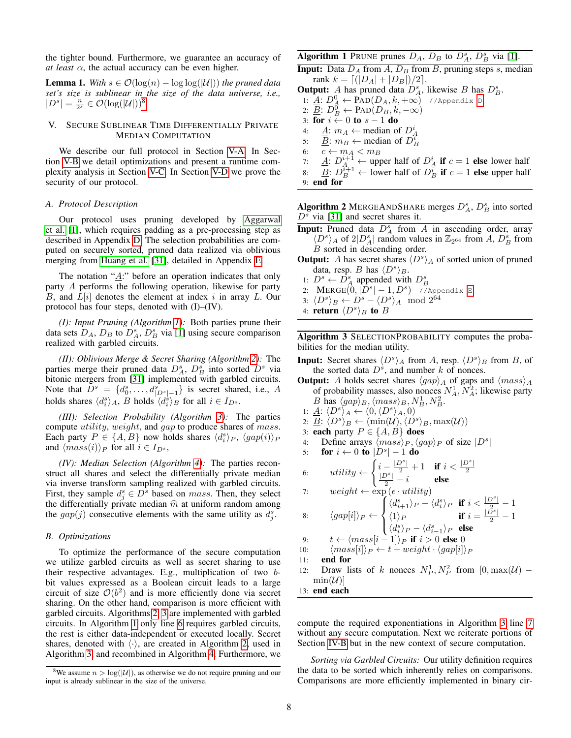the tighter bound. Furthermore, we guarantee an accuracy of *at least* $\alpha$, the actual accuracy can be even higher.

**Lemma 1.** *With $s \in \mathcal{O}(\log(n) - \log\log(|\mathcal{U}|))$ the pruned data set's size is sublinear in the size of the data universe, i.e., $|D^s| = \frac{n}{2^s} \in \mathcal{O}(\log(|\mathcal{U}|))$*[8].

## V. Secure Sublinear Time Differentially Private Median Computation

We describe our full protocol in Section V-A. In Section V-B we detail optimizations and present a runtime complexity analysis in Section V-C. In Section V-D we prove the security of our protocol.

### A. Protocol Description

Our protocol uses pruning developed by Aggarwal et al. [1], which requires padding as a pre-processing step as described in Appendix D. The selection probabilities are computed on securely sorted, pruned data realized via oblivious merging from Huang et al. [31], detailed in Appendix E.

The notation "$\underline{A}$:" before an operation indicates that only party $A$ performs the following operation, likewise for party $B$, and $L[i]$ denotes the element at index $i$ in array $L$. Our protocol has four steps, denoted with (I)–(IV).

*(I): Input Pruning (Algorithm 1):* Both parties prune their data sets $D_A, D_B$ to $D_A^s, D_B^s$ via [1] using secure comparison realized with garbled circuits.

*(II): Oblivious Merge & Secret Sharing (Algorithm 2):* The parties merge their pruned data $D_A^s$, $D_B^s$ into sorted $D^s$ via bitonic mergers from [31] implemented with garbled circuits. Note that $D^s = \{d_0^s, \ldots, d_{|D^s|-1}^s\}$ is secret shared, i.e., $A$ holds shares $\langle d_i^s \rangle_A$, $B$ holds $\langle d_i^s \rangle_B$ for all $i \in I_{D^s}$.

*(III): Selection Probability (Algorithm 3):* The parties compute $utility$, $weight$, and $gap$ to produce shares of $mass$. Each party $P \in \{A, B\}$ now holds shares $\langle d_i^s \rangle_P$, $\langle gap(i) \rangle_P$ and $\langle mass(i) \rangle_P$ for all $i \in I_{D^s}$,

*(IV): Median Selection (Algorithm 4):* The parties reconstruct all shares and select the differentially private median via inverse transform sampling realized with garbled circuits. First, they sample $d_j^s \in D^s$ based on $mass$. Then, they select the differentially private median $\widehat{m}$ at uniform random among the $gap(j)$ consecutive elements with the same utility as $d_j^s$.

### B. Optimizations

To optimize the performance of the secure computation we utilize garbled circuits as well as secret sharing to use their respective advantages. E.g., multiplication of two $b$-bit values expressed as a Boolean circuit leads to a large circuit of size $\mathcal{O}(b^2)$ and is more efficiently done via secret sharing. On the other hand, comparison is more efficient with garbled circuits. Algorithms 2, 3 are implemented with garbled circuits. In Algorithm 1 only line 6 requires garbled circuits, the rest is either data-independent or executed locally. Secret shares, denoted with $\langle\cdot\rangle$, are created in Algorithm 2, used in Algorithm 3, and recombined in Algorithm 4. Furthermore, we compute the required exponentiations in Algorithm 3 line 7 without any secure computation. Next we reiterate portions of Section IV-B but in the new context of secure computation.

*Sorting via Garbled Circuits:* Our utility definition requires the data to be sorted which inherently relies on comparisons. Comparisons are more efficiently implemented in binary cir-

---

**Algorithm 1** Prune prunes $D_A$, $D_B$ to $D_A^s$, $D_B^s$ via [1].

**Input:** Data $D_A$ from $A$, $D_B$ from $B$, pruning steps $s$, median rank $k = \lceil(|D_A| + |D_B|)/2\rceil$.
**Output:** $A$ has pruned data $D_A^s$, likewise $B$ has $D_B^s$.

1: $\underline{A}$: $D_A^0 \leftarrow \text{Pad}(D_A, k, +\infty)$ //Appendix D
2: $\underline{B}$: $D_B^0 \leftarrow \text{Pad}(D_B, k, -\infty)$
3: **for** $i \leftarrow 0$ **to** $s-1$ **do**
4: $\quad$ $\underline{A}$: $m_A \leftarrow$ median of $D_A^i$
5: $\quad$ $\underline{B}$: $m_B \leftarrow$ median of $D_B^i$
6: $\quad$ $c \leftarrow m_A < m_B$
7: $\quad$ $\underline{A}$: $D_A^{i+1} \leftarrow$ upper half of $D_A^i$ **if** $c = 1$ **else** lower half
8: $\quad$ $\underline{B}$: $D_B^{i+1} \leftarrow$ lower half of $D_B^i$ **if** $c = 1$ **else** upper half
9: **end for**

---

**Algorithm 2** MergeAndShare merges $D_A^s$, $D_B^s$ into sorted $D^s$ via [31] and secret shares it.

**Input:** Pruned data $D_A^s$ from $A$ in ascending order, array $\langle D^s \rangle_A$ of $2|D_A^s|$ random values in $\mathbb{Z}_{2^{64}}$ from $A$, $D_B^s$ from $B$ sorted in descending order.
**Output:** $A$ has secret shares $\langle D^s \rangle_A$ of sorted union of pruned data, resp. $B$ has $\langle D^s \rangle_B$.

1: $D^s \leftarrow D_A^s$ appended with $D_B^s$
2: $\text{Merge}(0, |D^s| - 1, D^s)$ //Appendix E
3: $\langle D^s \rangle_B \leftarrow D^s - \langle D^s \rangle_A \mod 2^{64}$
4: **return** $\langle D^s \rangle_B$ **to** $B$

---

**Algorithm 3** SelectionProbability computes the probabilities for the median utility.

**Input:** Secret shares $\langle D^s \rangle_A$ from $A$, resp. $\langle D^s \rangle_B$ from $B$, of the sorted data $D^s$, and number $k$ of nonces.
**Output:** $A$ holds secret shares $\langle gap \rangle_A$ of gaps and $\langle mass \rangle_A$ of probability masses, also nonces $N_A^1, N_A^2$; likewise party $B$ has $\langle gap \rangle_B, \langle mass \rangle_B, N_B^1, N_B^2$.

1: $\underline{A}$: $\langle D^s \rangle_A \leftarrow (0, \langle D^s \rangle_A, 0)$
2: $\underline{B}$: $\langle D^s \rangle_B \leftarrow (\min(\mathcal{U}), \langle D^s \rangle_B, \max(\mathcal{U}))$
3: **each** party $P \in \{A, B\}$ **does**
4: $\quad$ Define arrays $\langle mass \rangle_P, \langle gap \rangle_P$ of size $|D^s|$
5: $\quad$ **for** $i \leftarrow 0$ **to** $|D^s| - 1$ **do**
6: $\quad\quad$ $utility \leftarrow \begin{cases} i - \frac{|D^s|}{2} + 1 & \textbf{if } i < \frac{|D^s|}{2} \\ \frac{|D^s|}{2} - i & \textbf{else} \end{cases}$
7: $\quad\quad$ $weight \leftarrow \exp(\epsilon \cdot utility)$
8: $\quad\quad$ $\langle gap[i] \rangle_P \leftarrow \begin{cases} \langle d_{i+1}^s \rangle_P - \langle d_i^s \rangle_P & \textbf{if } i < \frac{|D^s|}{2} - 1 \\ \langle 1 \rangle_P & \textbf{if } i = \frac{|D^s|}{2} - 1 \\ \langle d_i^s \rangle_P - \langle d_{i-1}^s \rangle_P & \textbf{else} \end{cases}$
9: $\quad\quad$ $t \leftarrow \langle mass[i-1] \rangle_P$ **if** $i > 0$ **else** $0$
10: $\quad\quad$ $\langle mass[i] \rangle_P \leftarrow t + weight \cdot \langle gap[i] \rangle_P$
11: $\quad$ **end for**
12: $\quad$ Draw lists of $k$ nonces $N_P^1, N_P^2$ from $[0, \max(\mathcal{U}) - \min(\mathcal{U}))$
13: **end each**

---

[8] We assume $n > \log(|\mathcal{U}|)$, as otherwise we do not require pruning and our input is already sublinear in the size of the universe.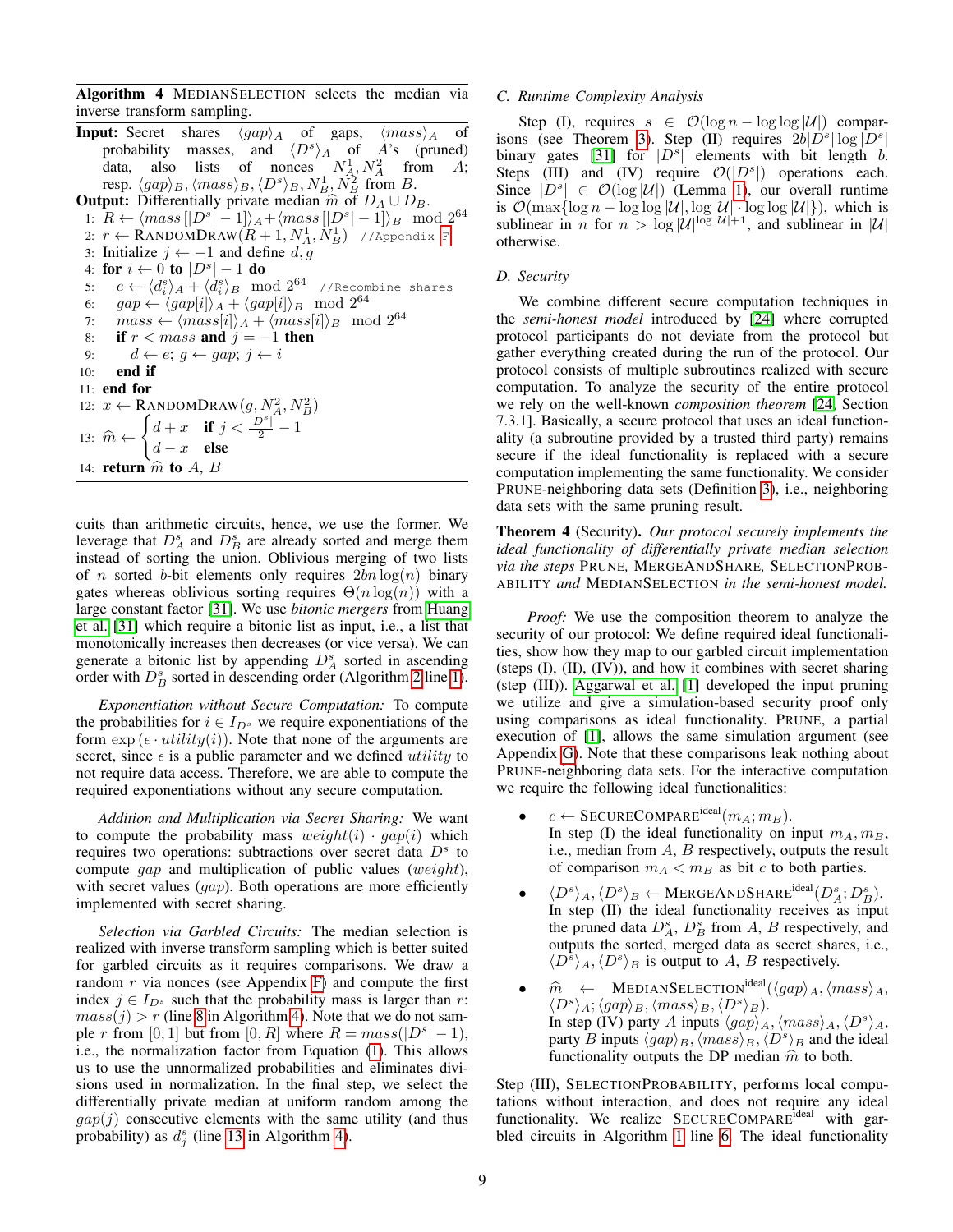**Algorithm 4** MEDIANSELECTION selects the median via inverse transform sampling.

**Input:** Secret shares $\langle gap \rangle_A$ of gaps, $\langle mass \rangle_A$ of probability masses, and $\langle D^s \rangle_A$ of $A$'s (pruned) data, also lists of nonces $N_A^1, N_A^2$ from $A$; resp. $\langle gap \rangle_B, \langle mass \rangle_B, \langle D^s \rangle_B, N_B^1, N_B^2$ from $B$.
**Output:** Differentially private median $\widehat{m}$ of $D_A \cup D_B$.

```
1:  R ← ⟨mass[|D^s| − 1]⟩_A + ⟨mass[|D^s| − 1]⟩_B  mod 2^64
2:  r ← RANDOMDRAW(R + 1, N_A^1, N_B^1)   //Appendix F
3:  Initialize j ← −1 and define d, g
4:  for i ← 0 to |D^s| − 1 do
5:      e ← ⟨d_i^s⟩_A + ⟨d_i^s⟩_B  mod 2^64   //Recombine shares
6:      gap ← ⟨gap[i]⟩_A + ⟨gap[i]⟩_B  mod 2^64
7:      mass ← ⟨mass[i]⟩_A + ⟨mass[i]⟩_B  mod 2^64
8:      if r < mass and j = −1 then
9:          d ← e; g ← gap; j ← i
10:     end if
11: end for
12: x ← RANDOMDRAW(g, N_A^2, N_B^2)
13: m̂ ← { d + x  if j < |D^s|/2 − 1
         { d − x  else
14: return m̂ to A, B
```

cuits than arithmetic circuits, hence, we use the former. We leverage that $D_A^s$ and $D_B^s$ are already sorted and merge them instead of sorting the union. Oblivious merging of two lists of $n$ sorted $b$-bit elements only requires $2bn\log(n)$ binary gates whereas oblivious sorting requires $\Theta(n\log(n))$ with a large constant factor [31]. We use *bitonic mergers* from Huang et al. [31] which require a bitonic list as input, i.e., a list that monotonically increases then decreases (or vice versa). We can generate a bitonic list by appending $D_A^s$ sorted in ascending order with $D_B^s$ sorted in descending order (Algorithm 2 line 1).

*Exponentiation without Secure Computation:* To compute the probabilities for $i \in I_{D^s}$ we require exponentiations of the form $\exp(\epsilon \cdot utility(i))$. Note that none of the arguments are secret, since $\epsilon$ is a public parameter and we defined $utility$ to not require data access. Therefore, we are able to compute the required exponentiations without any secure computation.

*Addition and Multiplication via Secret Sharing:* We want to compute the probability mass $weight(i) \cdot gap(i)$ which requires two operations: subtractions over secret data $D^s$ to compute $gap$ and multiplication of public values ($weight$), with secret values ($gap$). Both operations are more efficiently implemented with secret sharing.

*Selection via Garbled Circuits:* The median selection is realized with inverse transform sampling which is better suited for garbled circuits as it requires comparisons. We draw a random $r$ via nonces (see Appendix F) and compute the first index $j \in I_{D^s}$ such that the probability mass is larger than $r$: $mass(j) > r$ (line 8 in Algorithm 4). Note that we do not sample $r$ from $[0, 1]$ but from $[0, R]$ where $R = mass(|D^s| - 1)$, i.e., the normalization factor from Equation (1). This allows us to use the unnormalized probabilities and eliminates divisions used in normalization. In the final step, we select the differentially private median at uniform random among the $gap(j)$ consecutive elements with the same utility (and thus probability) as $d_j^s$ (line 13 in Algorithm 4).

### C. Runtime Complexity Analysis

Step (I), requires $s \in \mathcal{O}(\log n - \log\log|\mathcal{U}|)$ comparisons (see Theorem 3). Step (II) requires $2b|D^s|\log|D^s|$ binary gates [31] for $|D^s|$ elements with bit length $b$. Steps (III) and (IV) require $\mathcal{O}(|D^s|)$ operations each. Since $|D^s| \in \mathcal{O}(\log|\mathcal{U}|)$ (Lemma 1), our overall runtime is $\mathcal{O}(\max\{\log n - \log\log|\mathcal{U}|, \log|\mathcal{U}| \cdot \log\log|\mathcal{U}|\})$, which is sublinear in $n$ for $n > \log|\mathcal{U}|^{\log|\mathcal{U}|+1}$, and sublinear in $|\mathcal{U}|$ otherwise.

### D. Security

We combine different secure computation techniques in the *semi-honest model* introduced by [24] where corrupted protocol participants do not deviate from the protocol but gather everything created during the run of the protocol. Our protocol consists of multiple subroutines realized with secure computation. To analyze the security of the entire protocol we rely on the well-known *composition theorem* [24, Section 7.3.1]. Basically, a secure protocol that uses an ideal functionality (a subroutine provided by a trusted third party) remains secure if the ideal functionality is replaced with a secure computation implementing the same functionality. We consider PRUNE-neighboring data sets (Definition 3), i.e., neighboring data sets with the same pruning result.

**Theorem 4** (Security). *Our protocol securely implements the ideal functionality of differentially private median selection via the steps* PRUNE, MERGEANDSHARE, SELECTIONPROBABILITY *and* MEDIANSELECTION *in the semi-honest model.*

*Proof:* We use the composition theorem to analyze the security of our protocol: We define required ideal functionalities, show how they map to our garbled circuit implementation (steps (I), (II), (IV)), and how it combines with secret sharing (step (III)). Aggarwal et al. [1] developed the input pruning we utilize and give a simulation-based security proof only using comparisons as ideal functionality. PRUNE, a partial execution of [1], allows the same simulation argument (see Appendix G). Note that these comparisons leak nothing about PRUNE-neighboring data sets. For the interactive computation we require the following ideal functionalities:

- $c \leftarrow$ SECURECOMPARE$^{\text{ideal}}(m_A; m_B)$.
  In step (I) the ideal functionality on input $m_A, m_B$, i.e., median from $A$, $B$ respectively, outputs the result of comparison $m_A < m_B$ as bit $c$ to both parties.
- $\langle D^s \rangle_A, \langle D^s \rangle_B \leftarrow$ MERGEANDSHARE$^{\text{ideal}}(D_A^s; D_B^s)$.
  In step (II) the ideal functionality receives as input the pruned data $D_A^s$, $D_B^s$ from $A$, $B$ respectively, and outputs the sorted, merged data as secret shares, i.e., $\langle D^s \rangle_A, \langle D^s \rangle_B$ is output to $A$, $B$ respectively.
- $\widehat{m} \leftarrow$ MEDIANSELECTION$^{\text{ideal}}(\langle gap \rangle_A, \langle mass \rangle_A, \langle D^s \rangle_A; \langle gap \rangle_B, \langle mass \rangle_B, \langle D^s \rangle_B)$.
  In step (IV) party $A$ inputs $\langle gap \rangle_A, \langle mass \rangle_A, \langle D^s \rangle_A$, party $B$ inputs $\langle gap \rangle_B, \langle mass \rangle_B, \langle D^s \rangle_B$ and the ideal functionality outputs the DP median $\widehat{m}$ to both.

Step (III), SELECTIONPROBABILITY, performs local computations without interaction, and does not require any ideal functionality. We realize SECURECOMPARE$^{\text{ideal}}$ with garbled circuits in Algorithm 1 line 6. The ideal functionality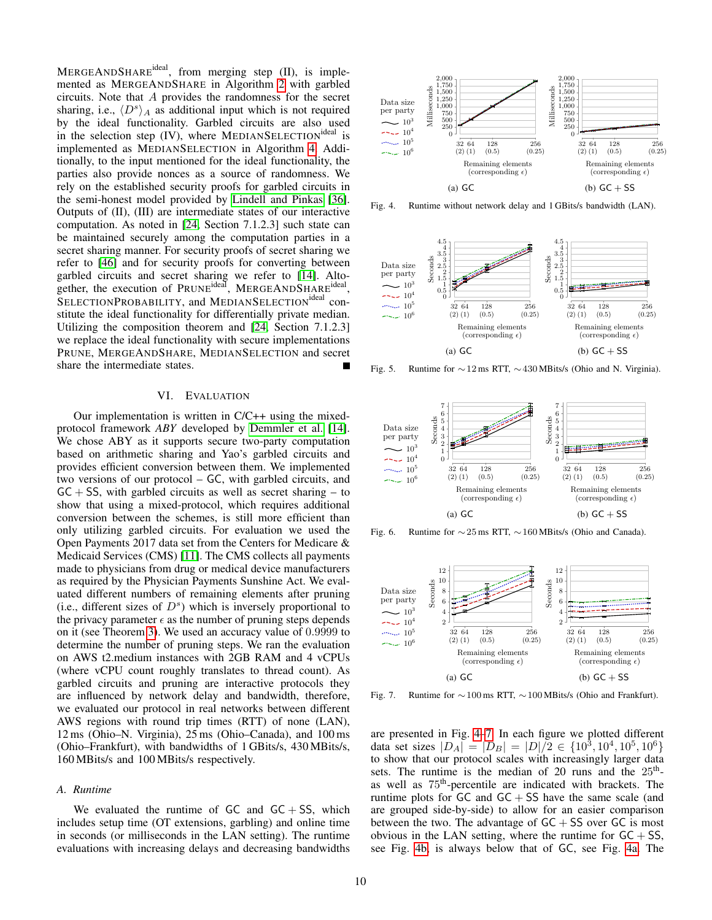MergeAndShare$^{ideal}$, from merging step (II), is implemented as MergeAndShare in Algorithm 2 with garbled circuits. Note that $A$ provides the randomness for the secret sharing, i.e., $\langle D^s \rangle_A$ as additional input which is not required by the ideal functionality. Garbled circuits are also used in the selection step (IV), where MedianSelection$^{ideal}$ is implemented as MedianSelection in Algorithm 4. Additionally, to the input mentioned for the ideal functionality, the parties also provide nonces as a source of randomness. We rely on the established security proofs for garbled circuits in the semi-honest model provided by Lindell and Pinkas [36]. Outputs of (II), (III) are intermediate states of our interactive computation. As noted in [24, Section 7.1.2.3] such state can be maintained securely among the computation parties in a secret sharing manner. For security proofs of secret sharing we refer to [46] and for security proofs for converting between garbled circuits and secret sharing we refer to [14]. Altogether, the execution of Prune$^{ideal}$, MergeAndShare$^{ideal}$, SelectionProbability, and MedianSelection$^{ideal}$ constitute the ideal functionality for differentially private median. Utilizing the composition theorem and [24, Section 7.1.2.3] we replace the ideal functionality with secure implementations Prune, MergeAndShare, MedianSelection and secret share the intermediate states. ∎

## VI. Evaluation

Our implementation is written in C/C++ using the mixed-protocol framework *ABY* developed by Demmler et al. [14]. We chose ABY as it supports secure two-party computation based on arithmetic sharing and Yao's garbled circuits and provides efficient conversion between them. We implemented two versions of our protocol – GC, with garbled circuits, and GC + SS, with garbled circuits as well as secret sharing – to show that using a mixed-protocol, which requires additional conversion between the schemes, is still more efficient than only utilizing garbled circuits. For evaluation we used the Open Payments 2017 data set from the Centers for Medicare & Medicaid Services (CMS) [11]. The CMS collects all payments made to physicians from drug or medical device manufacturers as required by the Physician Payments Sunshine Act. We evaluated different numbers of remaining elements after pruning (i.e., different sizes of $D^s$) which is inversely proportional to the privacy parameter $\epsilon$ as the number of pruning steps depends on it (see Theorem 3). We used an accuracy value of 0.9999 to determine the number of pruning steps. We ran the evaluation on AWS t2.medium instances with 2GB RAM and 4 vCPUs (where vCPU count roughly translates to thread count). As garbled circuits and pruning are interactive protocols they are influenced by network delay and bandwidth, therefore, we evaluated our protocol in real networks between different AWS regions with round trip times (RTT) of none (LAN), 12 ms (Ohio–N. Virginia), 25 ms (Ohio–Canada), and 100 ms (Ohio–Frankfurt), with bandwidths of 1 GBits/s, 430 MBits/s, 160 MBits/s and 100 MBits/s respectively.

### A. Runtime

We evaluated the runtime of GC and GC + SS, which includes setup time (OT extensions, garbling) and online time in seconds (or milliseconds in the LAN setting). The runtime evaluations with increasing delays and decreasing bandwidths are presented in Fig. 4–7. In each figure we plotted different data set sizes $|D_A| = |D_B| = |D|/2 \in \{10^3, 10^4, 10^5, 10^6\}$ to show that our protocol scales with increasingly larger data sets. The runtime is the median of 20 runs and the 25th- as well as 75th-percentile are indicated with brackets. The runtime plots for GC and GC + SS have the same scale (and are grouped side-by-side) to allow for an easier comparison between the two. The advantage of GC + SS over GC is most obvious in the LAN setting, where the runtime for GC + SS, see Fig. 4b, is always below that of GC, see Fig. 4a. The

Fig. 4. Runtime without network delay and 1 GBits/s bandwidth (LAN). (a) GC (b) GC + SS

Fig. 5. Runtime for ∼12 ms RTT, ∼430 MBits/s (Ohio and N. Virginia). (a) GC (b) GC + SS

Fig. 6. Runtime for ∼25 ms RTT, ∼160 MBits/s (Ohio and Canada). (a) GC (b) GC + SS

Fig. 7. Runtime for ∼100 ms RTT, ∼100 MBits/s (Ohio and Frankfurt). (a) GC (b) GC + SS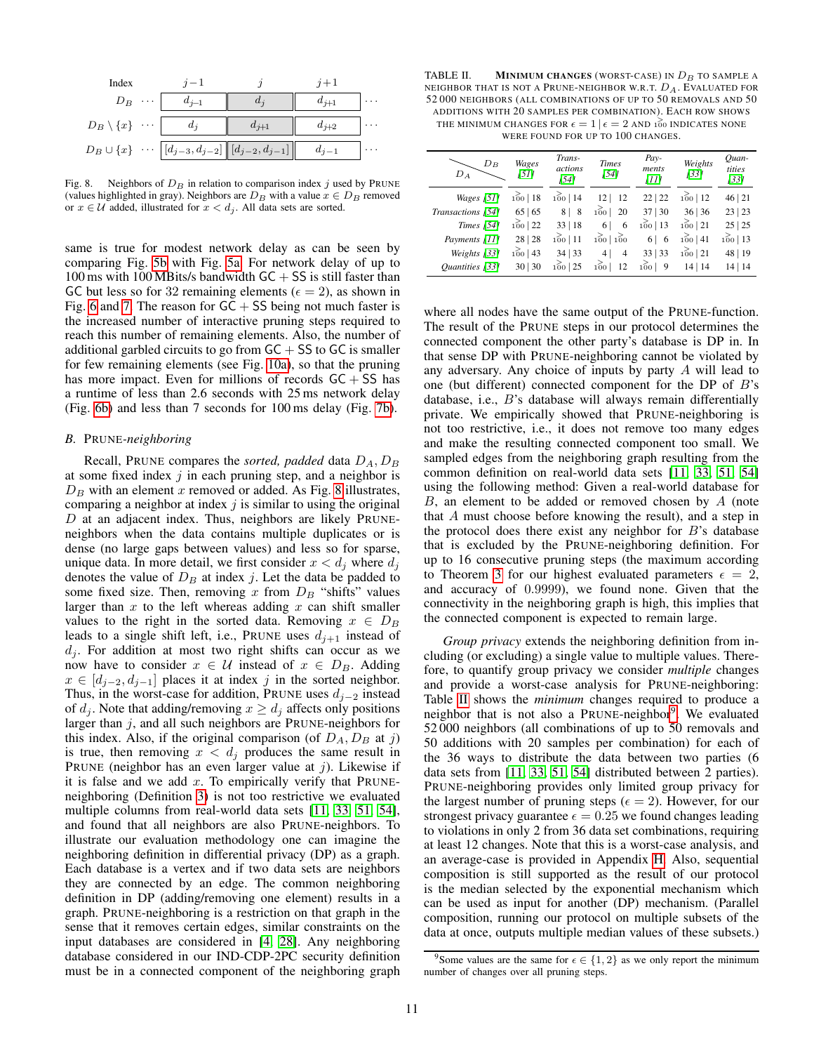| Index | | $j-1$ | $j$ | $j+1$ | |
|---|---|---|---|---|---|
| $D_B$ | $\cdots$ | $d_{j-1}$ | $d_j$ | $d_{j+1}$ | $\cdots$ |
| $D_B \setminus \{x\}$ | $\cdots$ | $d_j$ | $d_{j+1}$ | $d_{j+2}$ | $\cdots$ |
| $D_B \cup \{x\}$ | $\cdots$ | $[d_{j-3}, d_{j-2}]$ | $[d_{j-2}, d_{j-1}]$ | $d_{j-1}$ | $\cdots$ |

Fig. 8. Neighbors of $D_B$ in relation to comparison index $j$ used by PRUNE (values highlighted in gray). Neighbors are $D_B$ with a value $x \in D_B$ removed or $x \in \mathcal{U}$ added, illustrated for $x < d_j$. All data sets are sorted.

same is true for modest network delay as can be seen by comparing Fig. 5b with Fig. 5a. For network delay of up to 100 ms with 100 MBits/s bandwidth GC + SS is still faster than GC but less so for 32 remaining elements ($\epsilon = 2$), as shown in Fig. 6 and 7. The reason for GC + SS being not much faster is the increased number of interactive pruning steps required to reach this number of remaining elements. Also, the number of additional garbled circuits to go from GC + SS to GC is smaller for few remaining elements (see Fig. 10a), so that the pruning has more impact. Even for millions of records GC + SS has a runtime of less than 2.6 seconds with 25 ms network delay (Fig. 6b) and less than 7 seconds for 100 ms delay (Fig. 7b).

### B. PRUNE-*neighboring*

Recall, PRUNE compares the *sorted, padded* data $D_A, D_B$ at some fixed index $j$ in each pruning step, and a neighbor is $D_B$ with an element $x$ removed or added. As Fig. 8 illustrates, comparing a neighbor at index $j$ is similar to using the original $D$ at an adjacent index. Thus, neighbors are likely PRUNE-neighbors when the data contains multiple duplicates or is dense (no large gaps between values) and less so for sparse, unique data. In more detail, we first consider $x < d_j$ where $d_j$ denotes the value of $D_B$ at index $j$. Let the data be padded to some fixed size. Then, removing $x$ from $D_B$ "shifts" values larger than $x$ to the left whereas adding $x$ can shift smaller values to the right in the sorted data. Removing $x \in D_B$ leads to a single shift left, i.e., PRUNE uses $d_{j+1}$ instead of $d_j$. For addition at most two right shifts can occur as we now have to consider $x \in \mathcal{U}$ instead of $x \in D_B$. Adding $x \in [d_{j-2}, d_{j-1}]$ places it at index $j$ in the sorted neighbor. Thus, in the worst-case for addition, PRUNE uses $d_{j-2}$ instead of $d_j$. Note that adding/removing $x \geq d_j$ affects only positions larger than $j$, and all such neighbors are PRUNE-neighbors for this index. Also, if the original comparison (of $D_A, D_B$ at $j$) is true, then removing $x < d_j$ produces the same result in PRUNE (neighbor has an even larger value at $j$). Likewise if it is false and we add $x$. To empirically verify that PRUNE-neighboring (Definition 3) is not too restrictive we evaluated multiple columns from real-world data sets [11], [33], [51], [54], and found that all neighbors are also PRUNE-neighbors. To illustrate our evaluation methodology one can imagine the neighboring definition in differential privacy (DP) as a graph. Each database is a vertex and if two data sets are neighbors they are connected by an edge. The common neighboring definition in DP (adding/removing one element) results in a graph. PRUNE-neighboring is a restriction on that graph in the sense that it removes certain edges, similar constraints on the input databases are considered in [4], [28]. Any neighboring database considered in our IND-CDP-2PC security definition must be in a connected component of the neighboring graph where all nodes have the same output of the PRUNE-function. The result of the PRUNE steps in our protocol determines the connected component the other party's database is DP in. In that sense DP with PRUNE-neighboring cannot be violated by any adversary. Any choice of inputs by party $A$ will lead to one (but different) connected component for the DP of $B$'s database, i.e., $B$'s database will always remain differentially private. We empirically showed that PRUNE-neighboring is not too restrictive, i.e., it does not remove too many edges and make the resulting connected component too small. We sampled edges from the neighboring graph resulting from the common definition on real-world data sets [11], [33], [51], [54] using the following method: Given a real-world database for $B$, an element to be added or removed chosen by $A$ (note that $A$ must choose before knowing the result), and a step in the protocol does there exist any neighbor for $B$'s database that is excluded by the PRUNE-neighboring definition. For up to 16 consecutive pruning steps (the maximum according to Theorem 3 for our highest evaluated parameters $\epsilon = 2$, and accuracy of 0.9999), we found none. Given that the connectivity in the neighboring graph is high, this implies that the connected component is expected to remain large.

TABLE II. **Minimum changes** (worst-case) in $D_B$ to sample a neighbor that is not a PRUNE-neighbor w.r.t. $D_A$. Evaluated for 52 000 neighbors (all combinations of up to 50 removals and 50 additions with 20 samples per combination). Each row shows the minimum changes for $\epsilon = 1 \mid \epsilon = 2$ and $\geq 100$ indicates none were found for up to 100 changes.

| $D_A$ \ $D_B$ | Wages [51] | Transactions [54] | Times [54] | Payments [11] | Weights [33] | Quantities [33] |
|---|---|---|---|---|---|---|
| Wages [51] | $\geq$100 \| 18 | $\geq$100 \| 14 | 12 \| 12 | 22 \| 22 | $\geq$100 \| 12 | 46 \| 21 |
| Transactions [54] | 65 \| 65 | 8 \| 8 | $\geq$100 \| 20 | 37 \| 30 | 36 \| 36 | 23 \| 23 |
| Times [54] | $\geq$100 \| 22 | 33 \| 18 | 6 \| 6 | $\geq$100 \| 13 | $\geq$100 \| 21 | 25 \| 25 |
| Payments [11] | 28 \| 28 | $\geq$100 \| 11 | $\geq$100 \| $\geq$100 | 6 \| 6 | $\geq$100 \| 41 | $\geq$100 \| 13 |
| Weights [33] | $\geq$100 \| 43 | 34 \| 33 | 4 \| 4 | 33 \| 33 | $\geq$100 \| 21 | 48 \| 19 |
| Quantities [33] | 30 \| 30 | $\geq$100 \| 25 | $\geq$100 \| 12 | $\geq$100 \| 9 | 14 \| 14 | 14 \| 14 |

*Group privacy* extends the neighboring definition from including (or excluding) a single value to multiple values. Therefore, to quantify group privacy we consider *multiple* changes and provide a worst-case analysis for PRUNE-neighboring: Table II shows the *minimum* changes required to produce a neighbor that is not also a PRUNE-neighbor[9]. We evaluated 52 000 neighbors (all combinations of up to 50 removals and 50 additions with 20 samples per combination) for each of the 36 ways to distribute the data between two parties (6 data sets from [11], [33], [51], [54] distributed between 2 parties). PRUNE-neighboring provides only limited group privacy for the largest number of pruning steps ($\epsilon = 2$). However, for our strongest privacy guarantee $\epsilon = 0.25$ we found changes leading to violations in only 2 from 36 data set combinations, requiring at least 12 changes. Note that this is a worst-case analysis, and an average-case is provided in Appendix H. Also, sequential composition is still supported as the result of our protocol is the median selected by the exponential mechanism which can be used as input for another (DP) mechanism. (Parallel composition, running our protocol on multiple subsets of the data at once, outputs multiple median values of these subsets.)

[9] Some values are the same for $\epsilon \in \{1, 2\}$ as we only report the minimum number of changes over all pruning steps.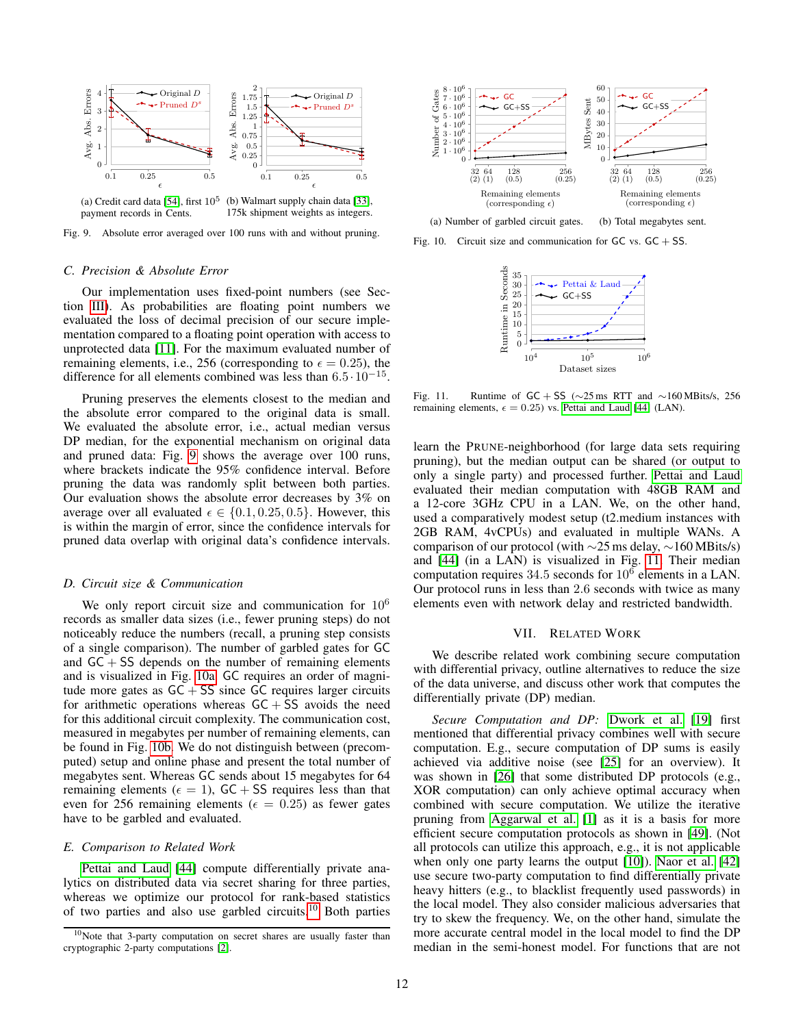(a) Credit card data [54], first $10^5$ payment records in Cents.

(b) Walmart supply chain data [33], 175k shipment weights as integers.

Fig. 9. Absolute error averaged over 100 runs with and without pruning.

(a) Number of garbled circuit gates.

(b) Total megabytes sent.

Fig. 10. Circuit size and communication for GC vs. GC + SS.

Fig. 11. Runtime of GC + SS (∼25 ms RTT and ∼160 MBits/s, 256 remaining elements, $\epsilon = 0.25$) vs. Pettai and Laud [44] (LAN).

### C. Precision & Absolute Error

Our implementation uses fixed-point numbers (see Section III). As probabilities are floating point numbers we evaluated the loss of decimal precision of our secure implementation compared to a floating point operation with access to unprotected data [11]. For the maximum evaluated number of remaining elements, i.e., 256 (corresponding to $\epsilon = 0.25$), the difference for all elements combined was less than $6.5 \cdot 10^{-15}$.

Pruning preserves the elements closest to the median and the absolute error compared to the original data is small. We evaluated the absolute error, i.e., actual median versus DP median, for the exponential mechanism on original data and pruned data: Fig. 9 shows the average over 100 runs, where brackets indicate the 95% confidence interval. Before pruning the data was randomly split between both parties. Our evaluation shows the absolute error decreases by 3% on average over all evaluated $\epsilon \in \{0.1, 0.25, 0.5\}$. However, this is within the margin of error, since the confidence intervals for pruned data overlap with original data's confidence intervals.

### D. Circuit size & Communication

We only report circuit size and communication for $10^6$ records as smaller data sizes (i.e., fewer pruning steps) do not noticeably reduce the numbers (recall, a pruning step consists of a single comparison). The number of garbled gates for GC and GC + SS depends on the number of remaining elements and is visualized in Fig. 10a. GC requires an order of magnitude more gates as GC + SS since GC requires larger circuits for arithmetic operations whereas GC + SS avoids the need for this additional circuit complexity. The communication cost, measured in megabytes per number of remaining elements, can be found in Fig. 10b. We do not distinguish between (precomputed) setup and online phase and present the total number of megabytes sent. Whereas GC sends about 15 megabytes for 64 remaining elements ($\epsilon = 1$), GC + SS requires less than that even for 256 remaining elements ($\epsilon = 0.25$) as fewer gates have to be garbled and evaluated.

### E. Comparison to Related Work

Pettai and Laud [44] compute differentially private analytics on distributed data via secret sharing for three parties, whereas we optimize our protocol for rank-based statistics of two parties and also use garbled circuits.[10] Both parties learn the PRUNE-neighborhood (for large data sets requiring pruning), but the median output can be shared (or output to only a single party) and processed further. Pettai and Laud evaluated their median computation with 48GB RAM and a 12-core 3GHz CPU in a LAN. We, on the other hand, used a comparatively modest setup (t2.medium instances with 2GB RAM, 4vCPUs) and evaluated in multiple WANs. A comparison of our protocol (with ∼25 ms delay, ∼160 MBits/s) and [44] (in a LAN) is visualized in Fig. 11. Their median computation requires 34.5 seconds for $10^6$ elements in a LAN. Our protocol runs in less than 2.6 seconds with twice as many elements even with network delay and restricted bandwidth.

[10] Note that 3-party computation on secret shares are usually faster than cryptographic 2-party computations [2].

## VII. Related Work

We describe related work combining secure computation with differential privacy, outline alternatives to reduce the size of the data universe, and discuss other work that computes the differentially private (DP) median.

*Secure Computation and DP:* Dwork et al. [19] first mentioned that differential privacy combines well with secure computation. E.g., secure computation of DP sums is easily achieved via additive noise (see [25] for an overview). It was shown in [26] that some distributed DP protocols (e.g., XOR computation) can only achieve optimal accuracy when combined with secure computation. We utilize the iterative pruning from Aggarwal et al. [1] as it is a basis for more efficient secure computation protocols as shown in [49]. (Not all protocols can utilize this approach, e.g., it is not applicable when only one party learns the output [10]). Naor et al. [42] use secure two-party computation to find differentially private heavy hitters (e.g., to blacklist frequently used passwords) in the local model. They also consider malicious adversaries that try to skew the frequency. We, on the other hand, simulate the more accurate central model in the local model to find the DP median in the semi-honest model. For functions that are not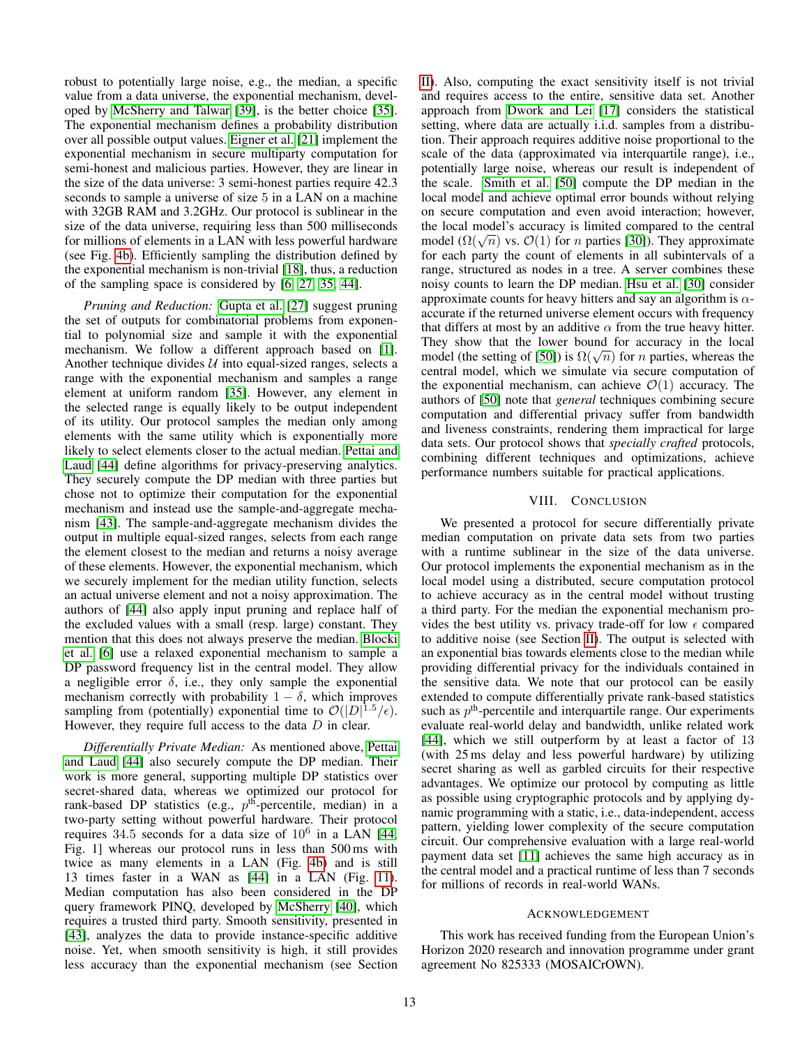robust to potentially large noise, e.g., the median, a specific value from a data universe, the exponential mechanism, developed by McSherry and Talwar [39], is the better choice [35]. The exponential mechanism defines a probability distribution over all possible output values. Eigner et al. [21] implement the exponential mechanism in secure multiparty computation for semi-honest and malicious parties. However, they are linear in the size of the data universe: 3 semi-honest parties require 42.3 seconds to sample a universe of size 5 in a LAN on a machine with 32GB RAM and 3.2GHz. Our protocol is sublinear in the size of the data universe, requiring less than 500 milliseconds for millions of elements in a LAN with less powerful hardware (see Fig. 4b). Efficiently sampling the distribution defined by the exponential mechanism is non-trivial [18], thus, a reduction of the sampling space is considered by [6, 27, 35, 44].

*Pruning and Reduction:* Gupta et al. [27] suggest pruning the set of outputs for combinatorial problems from exponential to polynomial size and sample it with the exponential mechanism. We follow a different approach based on [1]. Another technique divides $\mathcal{U}$ into equal-sized ranges, selects a range with the exponential mechanism and samples a range element at uniform random [35]. However, any element in the selected range is equally likely to be output independent of its utility. Our protocol samples the median only among elements with the same utility which is exponentially more likely to select elements closer to the actual median. Pettai and Laud [44] define algorithms for privacy-preserving analytics. They securely compute the DP median with three parties but chose not to optimize their computation for the exponential mechanism and instead use the sample-and-aggregate mechanism [43]. The sample-and-aggregate mechanism divides the output in multiple equal-sized ranges, selects from each range the element closest to the median and returns a noisy average of these elements. However, the exponential mechanism, which we securely implement for the median utility function, selects an actual universe element and not a noisy approximation. The authors of [44] also apply input pruning and replace half of the excluded values with a small (resp. large) constant. They mention that this does not always preserve the median. Blocki et al. [6] use a relaxed exponential mechanism to sample a DP password frequency list in the central model. They allow a negligible error $\delta$, i.e., they only sample the exponential mechanism correctly with probability $1 - \delta$, which improves sampling from (potentially) exponential time to $\mathcal{O}(|D|^{1.5}/\epsilon)$. However, they require full access to the data $D$ in clear.

*Differentially Private Median:* As mentioned above, Pettai and Laud [44] also securely compute the DP median. Their work is more general, supporting multiple DP statistics over secret-shared data, whereas we optimized our protocol for rank-based DP statistics (e.g., $p^{\text{th}}$-percentile, median) in a two-party setting without powerful hardware. Their protocol requires 34.5 seconds for a data size of $10^6$ in a LAN [44, Fig. 1] whereas our protocol runs in less than 500 ms with twice as many elements in a LAN (Fig. 4b) and is still 13 times faster in a WAN as [44] in a LAN (Fig. 11). Median computation has also been considered in the DP query framework PINQ, developed by McSherry [40], which requires a trusted third party. Smooth sensitivity, presented in [43], analyzes the data to provide instance-specific additive noise. Yet, when smooth sensitivity is high, it still provides less accuracy than the exponential mechanism (see Section II). Also, computing the exact sensitivity itself is not trivial and requires access to the entire, sensitive data set. Another approach from Dwork and Lei [17] considers the statistical setting, where data are actually i.i.d. samples from a distribution. Their approach requires additive noise proportional to the scale of the data (approximated via interquartile range), i.e., potentially large noise, whereas our result is independent of the scale. Smith et al. [50] compute the DP median in the local model and achieve optimal error bounds without relying on secure computation and even avoid interaction; however, the local model's accuracy is limited compared to the central model ($\Omega(\sqrt{n})$ vs. $\mathcal{O}(1)$ for $n$ parties [30]). They approximate for each party the count of elements in all subintervals of a range, structured as nodes in a tree. A server combines these noisy counts to learn the DP median. Hsu et al. [30] consider approximate counts for heavy hitters and say an algorithm is $\alpha$-accurate if the returned universe element occurs with frequency that differs at most by an additive $\alpha$ from the true heavy hitter. They show that the lower bound for accuracy in the local model (the setting of [50]) is $\Omega(\sqrt{n})$ for $n$ parties, whereas the central model, which we simulate via secure computation of the exponential mechanism, can achieve $\mathcal{O}(1)$ accuracy. The authors of [50] note that *general* techniques combining secure computation and differential privacy suffer from bandwidth and liveness constraints, rendering them impractical for large data sets. Our protocol shows that *specially crafted* protocols, combining different techniques and optimizations, achieve performance numbers suitable for practical applications.

## VIII. Conclusion

We presented a protocol for secure differentially private median computation on private data sets from two parties with a runtime sublinear in the size of the data universe. Our protocol implements the exponential mechanism as in the local model using a distributed, secure computation protocol to achieve accuracy as in the central model without trusting a third party. For the median the exponential mechanism provides the best utility vs. privacy trade-off for low $\epsilon$ compared to additive noise (see Section II). The output is selected with an exponential bias towards elements close to the median while providing differential privacy for the individuals contained in the sensitive data. We note that our protocol can be easily extended to compute differentially private rank-based statistics such as $p^{\text{th}}$-percentile and interquartile range. Our experiments evaluate real-world delay and bandwidth, unlike related work [44], which we still outperform by at least a factor of 13 (with 25 ms delay and less powerful hardware) by utilizing secret sharing as well as garbled circuits for their respective advantages. We optimize our protocol by computing as little as possible using cryptographic protocols and by applying dynamic programming with a static, i.e., data-independent, access pattern, yielding lower complexity of the secure computation circuit. Our comprehensive evaluation with a large real-world payment data set [11] achieves the same high accuracy as in the central model and a practical runtime of less than 7 seconds for millions of records in real-world WANs.

## Acknowledgement

This work has received funding from the European Union's Horizon 2020 research and innovation programme under grant agreement No 825333 (MOSAICrOWN).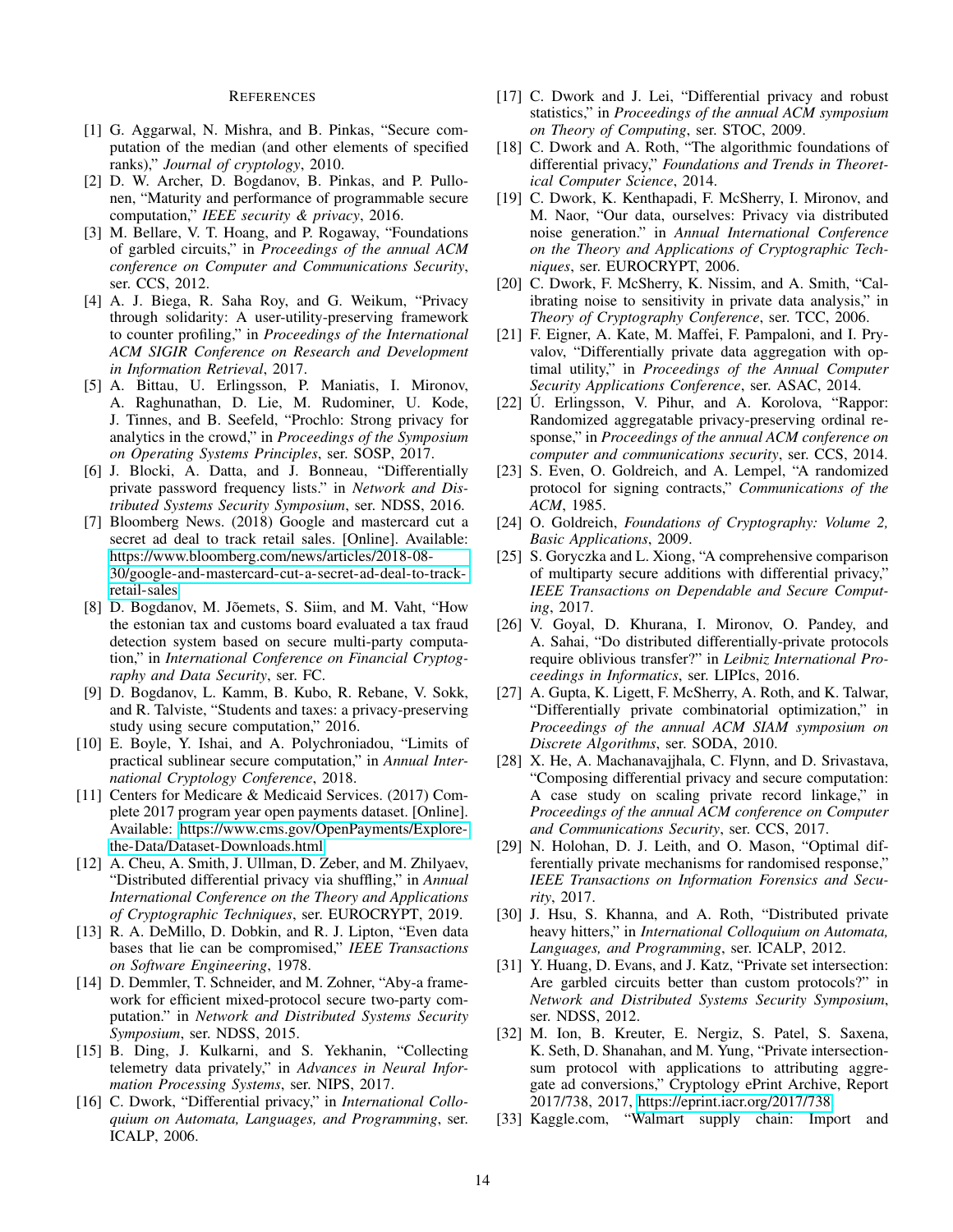## References

[1] G. Aggarwal, N. Mishra, and B. Pinkas, "Secure computation of the median (and other elements of specified ranks)," *Journal of cryptology*, 2010.

[2] D. W. Archer, D. Bogdanov, B. Pinkas, and P. Pullonen, "Maturity and performance of programmable secure computation," *IEEE security & privacy*, 2016.

[3] M. Bellare, V. T. Hoang, and P. Rogaway, "Foundations of garbled circuits," in *Proceedings of the annual ACM conference on Computer and Communications Security*, ser. CCS, 2012.

[4] A. J. Biega, R. Saha Roy, and G. Weikum, "Privacy through solidarity: A user-utility-preserving framework to counter profiling," in *Proceedings of the International ACM SIGIR Conference on Research and Development in Information Retrieval*, 2017.

[5] A. Bittau, U. Erlingsson, P. Maniatis, I. Mironov, A. Raghunathan, D. Lie, M. Rudominer, U. Kode, J. Tinnes, and B. Seefeld, "Prochlo: Strong privacy for analytics in the crowd," in *Proceedings of the Symposium on Operating Systems Principles*, ser. SOSP, 2017.

[6] J. Blocki, A. Datta, and J. Bonneau, "Differentially private password frequency lists." in *Network and Distributed Systems Security Symposium*, ser. NDSS, 2016.

[7] Bloomberg News. (2018) Google and mastercard cut a secret ad deal to track retail sales. [Online]. Available: https://www.bloomberg.com/news/articles/2018-08-30/google-and-mastercard-cut-a-secret-ad-deal-to-track-retail-sales

[8] D. Bogdanov, M. Jõemets, S. Siim, and M. Vaht, "How the estonian tax and customs board evaluated a tax fraud detection system based on secure multi-party computation," in *International Conference on Financial Cryptography and Data Security*, ser. FC.

[9] D. Bogdanov, L. Kamm, B. Kubo, R. Rebane, V. Sokk, and R. Talviste, "Students and taxes: a privacy-preserving study using secure computation," 2016.

[10] E. Boyle, Y. Ishai, and A. Polychroniadou, "Limits of practical sublinear secure computation," in *Annual International Cryptology Conference*, 2018.

[11] Centers for Medicare & Medicaid Services. (2017) Complete 2017 program year open payments dataset. [Online]. Available: https://www.cms.gov/OpenPayments/Explore-the-Data/Dataset-Downloads.html

[12] A. Cheu, A. Smith, J. Ullman, D. Zeber, and M. Zhilyaev, "Distributed differential privacy via shuffling," in *Annual International Conference on the Theory and Applications of Cryptographic Techniques*, ser. EUROCRYPT, 2019.

[13] R. A. DeMillo, D. Dobkin, and R. J. Lipton, "Even data bases that lie can be compromised," *IEEE Transactions on Software Engineering*, 1978.

[14] D. Demmler, T. Schneider, and M. Zohner, "Aby-a framework for efficient mixed-protocol secure two-party computation." in *Network and Distributed Systems Security Symposium*, ser. NDSS, 2015.

[15] B. Ding, J. Kulkarni, and S. Yekhanin, "Collecting telemetry data privately," in *Advances in Neural Information Processing Systems*, ser. NIPS, 2017.

[16] C. Dwork, "Differential privacy," in *International Colloquium on Automata, Languages, and Programming*, ser. ICALP, 2006.

[17] C. Dwork and J. Lei, "Differential privacy and robust statistics," in *Proceedings of the annual ACM symposium on Theory of Computing*, ser. STOC, 2009.

[18] C. Dwork and A. Roth, "The algorithmic foundations of differential privacy," *Foundations and Trends in Theoretical Computer Science*, 2014.

[19] C. Dwork, K. Kenthapadi, F. McSherry, I. Mironov, and M. Naor, "Our data, ourselves: Privacy via distributed noise generation." in *Annual International Conference on the Theory and Applications of Cryptographic Techniques*, ser. EUROCRYPT, 2006.

[20] C. Dwork, F. McSherry, K. Nissim, and A. Smith, "Calibrating noise to sensitivity in private data analysis," in *Theory of Cryptography Conference*, ser. TCC, 2006.

[21] F. Eigner, A. Kate, M. Maffei, F. Pampaloni, and I. Pryvalov, "Differentially private data aggregation with optimal utility," in *Proceedings of the Annual Computer Security Applications Conference*, ser. ASAC, 2014.

[22] Ú. Erlingsson, V. Pihur, and A. Korolova, "Rappor: Randomized aggregatable privacy-preserving ordinal response," in *Proceedings of the annual ACM conference on computer and communications security*, ser. CCS, 2014.

[23] S. Even, O. Goldreich, and A. Lempel, "A randomized protocol for signing contracts," *Communications of the ACM*, 1985.

[24] O. Goldreich, *Foundations of Cryptography: Volume 2, Basic Applications*, 2009.

[25] S. Goryczka and L. Xiong, "A comprehensive comparison of multiparty secure additions with differential privacy," *IEEE Transactions on Dependable and Secure Computing*, 2017.

[26] V. Goyal, D. Khurana, I. Mironov, O. Pandey, and A. Sahai, "Do distributed differentially-private protocols require oblivious transfer?" in *Leibniz International Proceedings in Informatics*, ser. LIPIcs, 2016.

[27] A. Gupta, K. Ligett, F. McSherry, A. Roth, and K. Talwar, "Differentially private combinatorial optimization," in *Proceedings of the annual ACM SIAM symposium on Discrete Algorithms*, ser. SODA, 2010.

[28] X. He, A. Machanavajjhala, C. Flynn, and D. Srivastava, "Composing differential privacy and secure computation: A case study on scaling private record linkage," in *Proceedings of the annual ACM conference on Computer and Communications Security*, ser. CCS, 2017.

[29] N. Holohan, D. J. Leith, and O. Mason, "Optimal differentially private mechanisms for randomised response," *IEEE Transactions on Information Forensics and Security*, 2017.

[30] J. Hsu, S. Khanna, and A. Roth, "Distributed private heavy hitters," in *International Colloquium on Automata, Languages, and Programming*, ser. ICALP, 2012.

[31] Y. Huang, D. Evans, and J. Katz, "Private set intersection: Are garbled circuits better than custom protocols?" in *Network and Distributed Systems Security Symposium*, ser. NDSS, 2012.

[32] M. Ion, B. Kreuter, E. Nergiz, S. Patel, S. Saxena, K. Seth, D. Shanahan, and M. Yung, "Private intersection-sum protocol with applications to attributing aggregate ad conversions," Cryptology ePrint Archive, Report 2017/738, 2017, https://eprint.iacr.org/2017/738.

[33] Kaggle.com, "Walmart supply chain: Import and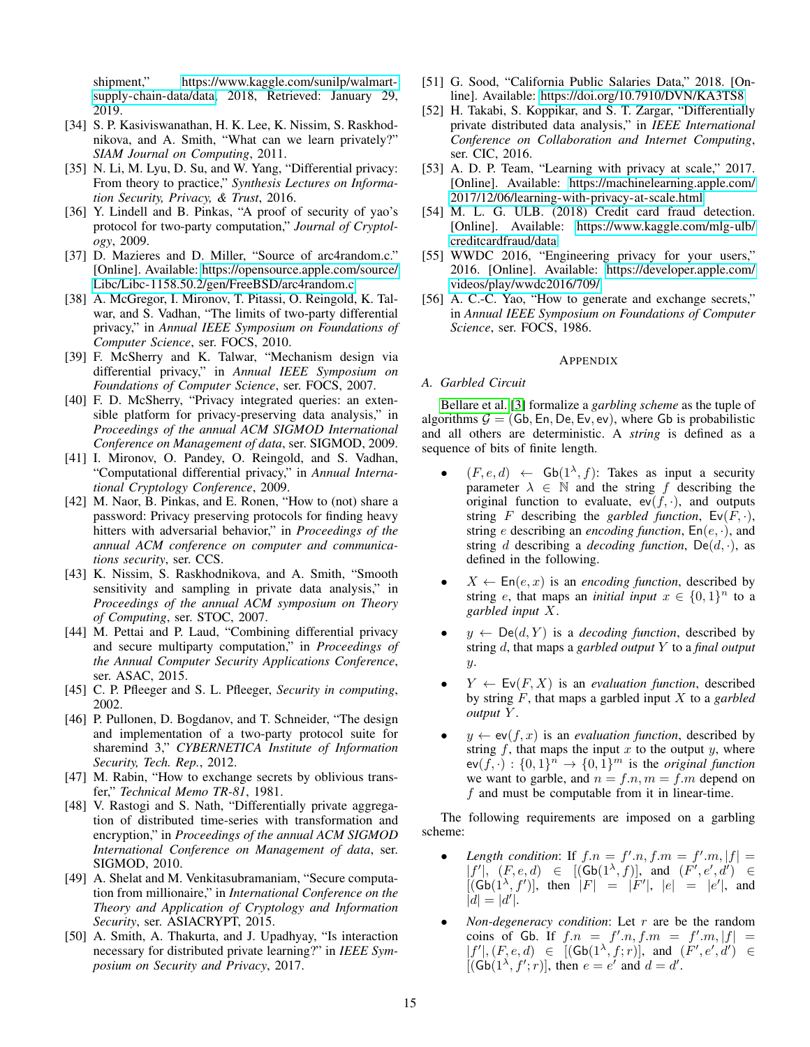shipment," https://www.kaggle.com/sunilp/walmart-supply-chain-data/data, 2018, Retrieved: January 29, 2019.

[34] S. P. Kasiviswanathan, H. K. Lee, K. Nissim, S. Raskhodnikova, and A. Smith, "What can we learn privately?" *SIAM Journal on Computing*, 2011.

[35] N. Li, M. Lyu, D. Su, and W. Yang, "Differential privacy: From theory to practice," *Synthesis Lectures on Information Security, Privacy, & Trust*, 2016.

[36] Y. Lindell and B. Pinkas, "A proof of security of yao's protocol for two-party computation," *Journal of Cryptology*, 2009.

[37] D. Mazieres and D. Miller, "Source of arc4random.c." [Online]. Available: https://opensource.apple.com/source/Libc/Libc-1158.50.2/gen/FreeBSD/arc4random.c

[38] A. McGregor, I. Mironov, T. Pitassi, O. Reingold, K. Talwar, and S. Vadhan, "The limits of two-party differential privacy," in *Annual IEEE Symposium on Foundations of Computer Science*, ser. FOCS, 2010.

[39] F. McSherry and K. Talwar, "Mechanism design via differential privacy," in *Annual IEEE Symposium on Foundations of Computer Science*, ser. FOCS, 2007.

[40] F. D. McSherry, "Privacy integrated queries: an extensible platform for privacy-preserving data analysis," in *Proceedings of the annual ACM SIGMOD International Conference on Management of data*, ser. SIGMOD, 2009.

[41] I. Mironov, O. Pandey, O. Reingold, and S. Vadhan, "Computational differential privacy," in *Annual International Cryptology Conference*, 2009.

[42] M. Naor, B. Pinkas, and E. Ronen, "How to (not) share a password: Privacy preserving protocols for finding heavy hitters with adversarial behavior," in *Proceedings of the annual ACM conference on computer and communications security*, ser. CCS.

[43] K. Nissim, S. Raskhodnikova, and A. Smith, "Smooth sensitivity and sampling in private data analysis," in *Proceedings of the annual ACM symposium on Theory of Computing*, ser. STOC, 2007.

[44] M. Pettai and P. Laud, "Combining differential privacy and secure multiparty computation," in *Proceedings of the Annual Computer Security Applications Conference*, ser. ASAC, 2015.

[45] C. P. Pfleeger and S. L. Pfleeger, *Security in computing*, 2002.

[46] P. Pullonen, D. Bogdanov, and T. Schneider, "The design and implementation of a two-party protocol suite for sharemind 3," *CYBERNETICA Institute of Information Security, Tech. Rep.*, 2012.

[47] M. Rabin, "How to exchange secrets by oblivious transfer," *Technical Memo TR-81*, 1981.

[48] V. Rastogi and S. Nath, "Differentially private aggregation of distributed time-series with transformation and encryption," in *Proceedings of the annual ACM SIGMOD International Conference on Management of data*, ser. SIGMOD, 2010.

[49] A. Shelat and M. Venkitasubramaniam, "Secure computation from millionaire," in *International Conference on the Theory and Application of Cryptology and Information Security*, ser. ASIACRYPT, 2015.

[50] A. Smith, A. Thakurta, and J. Upadhyay, "Is interaction necessary for distributed private learning?" in *IEEE Symposium on Security and Privacy*, 2017.

[51] G. Sood, "California Public Salaries Data," 2018. [Online]. Available: https://doi.org/10.7910/DVN/KA3TS8

[52] H. Takabi, S. Koppikar, and S. T. Zargar, "Differentially private distributed data analysis," in *IEEE International Conference on Collaboration and Internet Computing*, ser. CIC, 2016.

[53] A. D. P. Team, "Learning with privacy at scale," 2017. [Online]. Available: https://machinelearning.apple.com/2017/12/06/learning-with-privacy-at-scale.html

[54] M. L. G. ULB. (2018) Credit card fraud detection. [Online]. Available: https://www.kaggle.com/mlg-ulb/creditcardfraud/data

[55] WWDC 2016, "Engineering privacy for your users," 2016. [Online]. Available: https://developer.apple.com/videos/play/wwdc2016/709/

[56] A. C.-C. Yao, "How to generate and exchange secrets," in *Annual IEEE Symposium on Foundations of Computer Science*, ser. FOCS, 1986.

## APPENDIX

### A. Garbled Circuit

Bellare et al. [3] formalize a *garbling scheme* as the tuple of algorithms $\mathcal{G} = (\mathsf{Gb}, \mathsf{En}, \mathsf{De}, \mathsf{Ev}, \mathsf{ev})$, where $\mathsf{Gb}$ is probabilistic and all others are deterministic. A *string* is defined as a sequence of bits of finite length.

- $(F, e, d) \leftarrow \mathsf{Gb}(1^\lambda, f)$: Takes as input a security parameter $\lambda \in \mathbb{N}$ and the string $f$ describing the original function to evaluate, $\mathsf{ev}(f, \cdot)$, and outputs string $F$ describing the *garbled function*, $\mathsf{Ev}(F, \cdot)$, string $e$ describing an *encoding function*, $\mathsf{En}(e, \cdot)$, and string $d$ describing a *decoding function*, $\mathsf{De}(d, \cdot)$, as defined in the following.

- $X \leftarrow \mathsf{En}(e, x)$ is an *encoding function*, described by string $e$, that maps an *initial input* $x \in \{0,1\}^n$ to a *garbled input* $X$.

- $y \leftarrow \mathsf{De}(d, Y)$ is a *decoding function*, described by string $d$, that maps a *garbled output* $Y$ to a *final output* $y$.

- $Y \leftarrow \mathsf{Ev}(F, X)$ is an *evaluation function*, described by string $F$, that maps a garbled input $X$ to a *garbled output* $Y$.

- $y \leftarrow \mathsf{ev}(f, x)$ is an *evaluation function*, described by string $f$, that maps the input $x$ to the output $y$, where $\mathsf{ev}(f, \cdot) : \{0,1\}^n \rightarrow \{0,1\}^m$ is the *original function* we want to garble, and $n = f.n, m = f.m$ depend on $f$ and must be computable from it in linear-time.

The following requirements are imposed on a garbling scheme:

- *Length condition*: If $f.n = f'.n, f.m = f'.m, |f| = |f'|$, $(F, e, d) \in [(\mathsf{Gb}(1^\lambda, f)]$, and $(F', e', d') \in [(\mathsf{Gb}(1^\lambda, f')]$, then $|F| = |F'|$, $|e| = |e'|$, and $|d| = |d'|$.

- *Non-degeneracy condition*: Let $r$ are be the random coins of $\mathsf{Gb}$. If $f.n = f'.n, f.m = f'.m, |f| = |f'|, (F, e, d) \in [(\mathsf{Gb}(1^\lambda, f; r)]$, and $(F', e', d') \in [(\mathsf{Gb}(1^\lambda, f'; r)]$, then $e = e'$ and $d = d'$.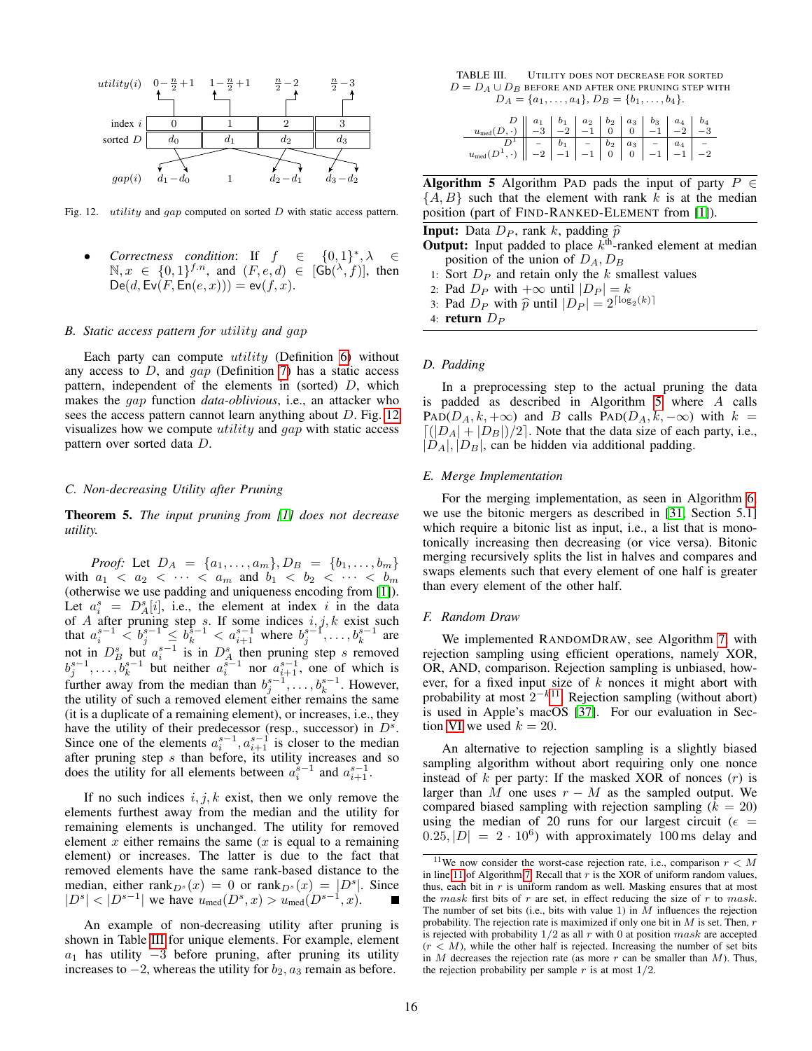| utility(i) | $0-\frac{n}{2}+1$ | $1-\frac{n}{2}+1$ | $\frac{n}{2}-2$ | $\frac{n}{2}-3$ |
|---|---|---|---|---|
| index $i$ | 0 | 1 | 2 | 3 |
| sorted $D$ | $d_0$ | $d_1$ | $d_2$ | $d_3$ |
| gap(i) | $d_1-d_0$ | 1 | $d_2-d_1$ | $d_3-d_2$ |

Fig. 12. *utility* and *gap* computed on sorted $D$ with static access pattern.

- *Correctness condition*: If $f \in \{0,1\}^*, \lambda \in \mathbb{N}, x \in \{0,1\}^{f.n}$, and $(F, e, d) \in [\mathsf{Gb}(^\lambda, f)]$, then $\mathsf{De}(d, \mathsf{Ev}(F, \mathsf{En}(e, x))) = \mathsf{ev}(f, x)$.

### B. Static access pattern for *utility* and *gap*

Each party can compute *utility* (Definition 6) without any access to $D$, and *gap* (Definition 7) has a static access pattern, independent of the elements in (sorted) $D$, which makes the *gap* function *data-oblivious*, i.e., an attacker who sees the access pattern cannot learn anything about $D$. Fig. 12 visualizes how we compute *utility* and *gap* with static access pattern over sorted data $D$.

### C. Non-decreasing Utility after Pruning

**Theorem 5.** *The input pruning from [1] does not decrease utility.*

*Proof:* Let $D_A = \{a_1, \ldots, a_m\}, D_B = \{b_1, \ldots, b_m\}$ with $a_1 < a_2 < \cdots < a_m$ and $b_1 < b_2 < \cdots < b_m$ (otherwise we use padding and uniqueness encoding from [1]). Let $a_i^s = D_A^s[i]$, i.e., the element at index $i$ in the data of $A$ after pruning step $s$. If some indices $i, j, k$ exist such that $a_i^{s-1} < b_j^{s-1} \leq b_k^{s-1} < a_{i+1}^{s-1}$ where $b_j^{s-1}, \ldots, b_k^{s-1}$ are not in $D_B^s$ but $a_i^{s-1}$ is in $D_A^s$ then pruning step $s$ removed $b_j^{s-1}, \ldots, b_k^{s-1}$ but neither $a_i^{s-1}$ nor $a_{i+1}^{s-1}$, one of which is further away from the median than $b_j^{s-1}, \ldots, b_k^{s-1}$. However, the utility of such a removed element either remains the same (it is a duplicate of a remaining element), or increases, i.e., they have the utility of their predecessor (resp., successor) in $D^s$. Since one of the elements $a_i^{s-1}, a_{i+1}^{s-1}$ is closer to the median after pruning step $s$ than before, its utility increases and so does the utility for all elements between $a_i^{s-1}$ and $a_{i+1}^{s-1}$.

If no such indices $i, j, k$ exist, then we only remove the elements furthest away from the median and the utility for remaining elements is unchanged. The utility for removed element $x$ either remains the same ($x$ is equal to a remaining element) or increases. The latter is due to the fact that removed elements have the same rank-based distance to the median, either $\text{rank}_{D^s}(x) = 0$ or $\text{rank}_{D^s}(x) = |D^s|$. Since $|D^s| < |D^{s-1}|$ we have $u_{\text{med}}(D^s, x) > u_{\text{med}}(D^{s-1}, x)$. ∎

An example of non-decreasing utility after pruning is shown in Table III for unique elements. For example, element $a_1$ has utility $-3$ before pruning, after pruning its utility increases to $-2$, whereas the utility for $b_2, a_3$ remain as before.

TABLE III. Utility does not decrease for sorted $D = D_A \cup D_B$ before and after one pruning step with $D_A = \{a_1, \ldots, a_4\}, D_B = \{b_1, \ldots, b_4\}$.

| $D$ | $a_1$ | $b_1$ | $a_2$ | $b_2$ | $a_3$ | $b_3$ | $a_4$ | $b_4$ |
|---|---|---|---|---|---|---|---|---|
| $u_{\text{med}}(D, \cdot)$ | $-3$ | $-2$ | $-1$ | $0$ | $0$ | $-1$ | $-2$ | $-3$ |
| $D^1$ | – | $b_1$ | – | $b_2$ | $a_3$ | – | $a_4$ | – |
| $u_{\text{med}}(D^1, \cdot)$ | $-2$ | $-1$ | $-1$ | $0$ | $0$ | $-1$ | $-1$ | $-2$ |

**Algorithm 5** Algorithm PAD pads the input of party $P \in \{A, B\}$ such that the element with rank $k$ is at the median position (part of FIND-RANKED-ELEMENT from [1]).

**Input:** Data $D_P$, rank $k$, padding $\hat{p}$
**Output:** Input padded to place $k^{\text{th}}$-ranked element at median position of the union of $D_A, D_B$

1: Sort $D_P$ and retain only the $k$ smallest values
2: Pad $D_P$ with $+\infty$ until $|D_P| = k$
3: Pad $D_P$ with $\hat{p}$ until $|D_P| = 2^{\lceil \log_2(k) \rceil}$
4: **return** $D_P$

### D. Padding

In a preprocessing step to the actual pruning the data is padded as described in Algorithm 5 where $A$ calls $\text{PAD}(D_A, k, +\infty)$ and $B$ calls $\text{PAD}(D_A, k, -\infty)$ with $k = \lceil (|D_A| + |D_B|)/2 \rceil$. Note that the data size of each party, i.e., $|D_A|, |D_B|$, can be hidden via additional padding.

### E. Merge Implementation

For the merging implementation, as seen in Algorithm 6, we use the bitonic mergers as described in [31, Section 5.1] which require a bitonic list as input, i.e., a list that is monotonically increasing then decreasing (or vice versa). Bitonic merging recursively splits the list in halves and compares and swaps elements such that every element of one half is greater than every element of the other half.

### F. Random Draw

We implemented RANDOMDRAW, see Algorithm 7, with rejection sampling using efficient operations, namely XOR, OR, AND, comparison. Rejection sampling is unbiased, however, for a fixed input size of $k$ nonces it might abort with probability at most $2^{-k}$[11]. Rejection sampling (without abort) is used in Apple's macOS [37]. For our evaluation in Section VI we used $k = 20$.

An alternative to rejection sampling is a slightly biased sampling algorithm without abort requiring only one nonce instead of $k$ per party: If the masked XOR of nonces ($r$) is larger than $M$ one uses $r - M$ as the sampled output. We compared biased sampling with rejection sampling ($k = 20$) using the median of 20 runs for our largest circuit ($\epsilon = 0.25, |D| = 2 \cdot 10^6$) with approximately 100 ms delay and

[11] We now consider the worst-case rejection rate, i.e., comparison $r < M$ in line 11 of Algorithm 7. Recall that $r$ is the XOR of uniform random values, thus, each bit in $r$ is uniform random as well. Masking ensures that at most the *mask* first bits of $r$ are set, in effect reducing the size of $r$ to *mask*. The number of set bits (i.e., bits with value 1) in $M$ influences the rejection probability. The rejection rate is maximized if only one bit in $M$ is set. Then, $r$ is rejected with probability $1/2$ as all $r$ with 0 at position *mask* are accepted ($r < M$), while the other half is rejected. Increasing the number of set bits in $M$ decreases the rejection rate (as more $r$ can be smaller than $M$). Thus, the rejection probability per sample $r$ is at most $1/2$.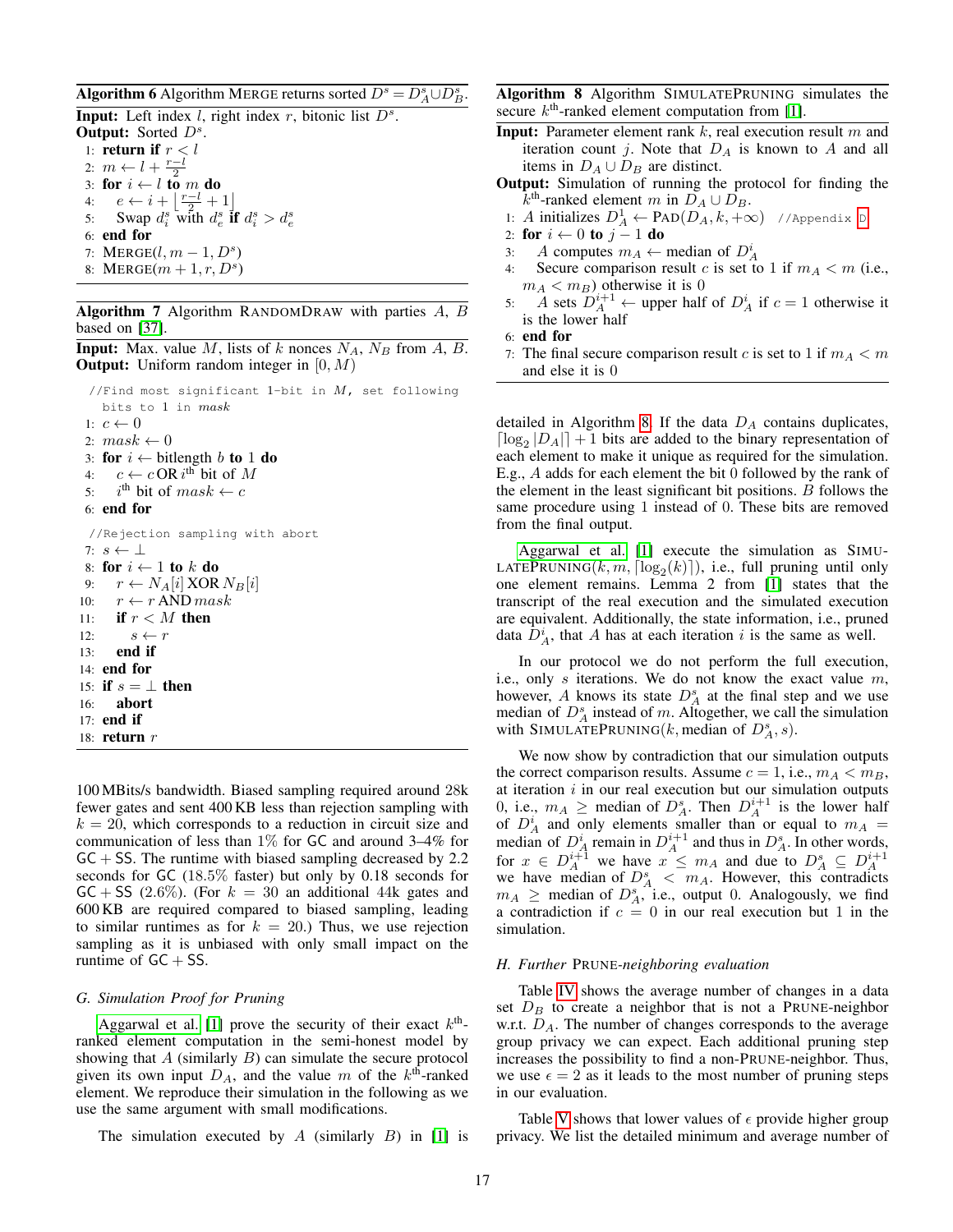**Algorithm 6** Algorithm MERGE returns sorted $D^s = D^s_A \cup D^s_B$.

**Input:** Left index $l$, right index $r$, bitonic list $D^s$.
**Output:** Sorted $D^s$.

```
1: return if r < l
2: m ← l + (r−l)/2
3: for i ← l to m do
4:     e ← i + ⌊(r−l)/2 + 1⌋
5:     Swap d_i^s with d_e^s if d_i^s > d_e^s
6: end for
7: MERGE(l, m − 1, D^s)
8: MERGE(m + 1, r, D^s)
```

**Algorithm 7** Algorithm RANDOMDRAW with parties $A$, $B$ based on [37].

**Input:** Max. value $M$, lists of $k$ nonces $N_A$, $N_B$ from $A$, $B$.
**Output:** Uniform random integer in $[0, M)$

```
   //Find most significant 1-bit in M, set following
     bits to 1 in mask
1: c ← 0
2: mask ← 0
3: for i ← bitlength b to 1 do
4:     c ← c OR i-th bit of M
5:     i-th bit of mask ← c
6: end for
   //Rejection sampling with abort
7: s ← ⊥
8: for i ← 1 to k do
9:     r ← N_A[i] XOR N_B[i]
10:    r ← r AND mask
11:    if r < M then
12:        s ← r
13:    end if
14: end for
15: if s = ⊥ then
16:     abort
17: end if
18: return r
```

100 MBits/s bandwidth. Biased sampling required around 28k fewer gates and sent 400 KB less than rejection sampling with $k = 20$, which corresponds to a reduction in circuit size and communication of less than 1% for GC and around 3–4% for GC + SS. The runtime with biased sampling decreased by 2.2 seconds for GC (18.5% faster) but only by 0.18 seconds for GC + SS (2.6%). (For $k = 30$ an additional 44k gates and 600 KB are required compared to biased sampling, leading to similar runtimes as for $k = 20$.) Thus, we use rejection sampling as it is unbiased with only small impact on the runtime of GC + SS.

### G. Simulation Proof for Pruning

Aggarwal et al. [1] prove the security of their exact $k^{\text{th}}$-ranked element computation in the semi-honest model by showing that $A$ (similarly $B$) can simulate the secure protocol given its own input $D_A$, and the value $m$ of the $k^{\text{th}}$-ranked element. We reproduce their simulation in the following as we use the same argument with small modifications.

The simulation executed by $A$ (similarly $B$) in [1] is detailed in Algorithm 8. If the data $D_A$ contains duplicates, $\lceil \log_2 |D_A| \rceil + 1$ bits are added to the binary representation of each element to make it unique as required for the simulation. E.g., $A$ adds for each element the bit 0 followed by the rank of the element in the least significant bit positions. $B$ follows the same procedure using 1 instead of 0. These bits are removed from the final output.

**Algorithm 8** Algorithm SIMULATEPRUNING simulates the secure $k^{\text{th}}$-ranked element computation from [1].

**Input:** Parameter element rank $k$, real execution result $m$ and iteration count $j$. Note that $D_A$ is known to $A$ and all items in $D_A \cup D_B$ are distinct.
**Output:** Simulation of running the protocol for finding the $k^{\text{th}}$-ranked element $m$ in $D_A \cup D_B$.

```
1: A initializes D_A^1 ← PAD(D_A, k, +∞)   //Appendix D
2: for i ← 0 to j − 1 do
3:     A computes m_A ← median of D_A^i
4:     Secure comparison result c is set to 1 if m_A < m (i.e.,
       m_A < m_B) otherwise it is 0
5:     A sets D_A^{i+1} ← upper half of D_A^i if c = 1 otherwise it
       is the lower half
6: end for
7: The final secure comparison result c is set to 1 if m_A < m
   and else it is 0
```

Aggarwal et al. [1] execute the simulation as SIMULATEPRUNING($k, m, \lceil \log_2(k) \rceil$), i.e., full pruning until only one element remains. Lemma 2 from [1] states that the transcript of the real execution and the simulated execution are equivalent. Additionally, the state information, i.e., pruned data $D_A^i$, that $A$ has at each iteration $i$ is the same as well.

In our protocol we do not perform the full execution, i.e., only $s$ iterations. We do not know the exact value $m$, however, $A$ knows its state $D_A^s$ at the final step and we use median of $D_A^s$ instead of $m$. Altogether, we call the simulation with SIMULATEPRUNING($k$, median of $D_A^s, s$).

We now show by contradiction that our simulation outputs the correct comparison results. Assume $c = 1$, i.e., $m_A < m_B$, at iteration $i$ in our real execution but our simulation outputs 0, i.e., $m_A \geq$ median of $D_A^s$. Then $D_A^{i+1}$ is the lower half of $D_A^i$ and only elements smaller than or equal to $m_A$ = median of $D_A^i$ remain in $D_A^{i+1}$ and thus in $D_A^s$. In other words, for $x \in D_A^{i+1}$ we have $x \leq m_A$ and due to $D_A^s \subseteq D_A^{i+1}$ we have median of $D_A^s < m_A$. However, this contradicts $m_A \geq$ median of $D_A^s$, i.e., output 0. Analogously, we find a contradiction if $c = 0$ in our real execution but 1 in the simulation.

### H. Further PRUNE-neighboring evaluation

Table IV shows the average number of changes in a data set $D_B$ to create a neighbor that is not a PRUNE-neighbor w.r.t. $D_A$. The number of changes corresponds to the average group privacy we can expect. Each additional pruning step increases the possibility to find a non-PRUNE-neighbor. Thus, we use $\epsilon = 2$ as it leads to the most number of pruning steps in our evaluation.

Table V shows that lower values of $\epsilon$ provide higher group privacy. We list the detailed minimum and average number of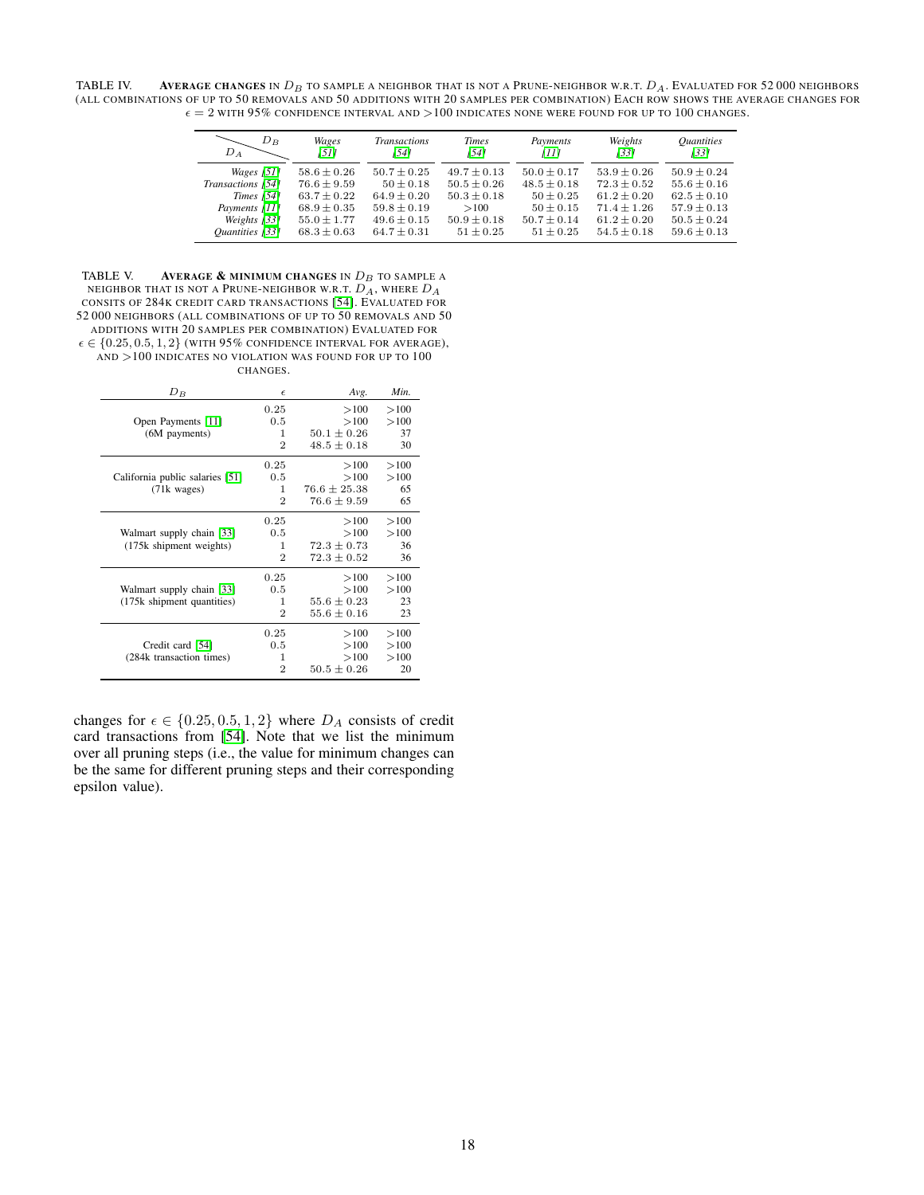TABLE IV. **AVERAGE CHANGES** IN $D_B$ TO SAMPLE A NEIGHBOR THAT IS NOT A PRUNE-NEIGHBOR W.R.T. $D_A$. EVALUATED FOR 52 000 NEIGHBORS (ALL COMBINATIONS OF UP TO 50 REMOVALS AND 50 ADDITIONS WITH 20 SAMPLES PER COMBINATION) EACH ROW SHOWS THE AVERAGE CHANGES FOR $\epsilon = 2$ WITH 95% CONFIDENCE INTERVAL AND >100 INDICATES NONE WERE FOUND FOR UP TO 100 CHANGES.

| $D_A$ \ $D_B$ | *Wages* [51] | *Transactions* [54] | *Times* [54] | *Payments* [11] | *Weights* [33] | *Quantities* [33] |
|---|---|---|---|---|---|---|
| *Wages* [51] | $58.6 \pm 0.26$ | $50.7 \pm 0.25$ | $49.7 \pm 0.13$ | $50.0 \pm 0.17$ | $53.9 \pm 0.26$ | $50.9 \pm 0.24$ |
| *Transactions* [54] | $76.6 \pm 9.59$ | $50 \pm 0.18$ | $50.5 \pm 0.26$ | $48.5 \pm 0.18$ | $72.3 \pm 0.52$ | $55.6 \pm 0.16$ |
| *Times* [54] | $63.7 \pm 0.22$ | $64.9 \pm 0.20$ | $50.3 \pm 0.18$ | $50 \pm 0.25$ | $61.2 \pm 0.20$ | $62.5 \pm 0.10$ |
| *Payments* [11] | $68.9 \pm 0.35$ | $59.8 \pm 0.19$ | >100 | $50 \pm 0.15$ | $71.4 \pm 1.26$ | $57.9 \pm 0.13$ |
| *Weights* [33] | $55.0 \pm 1.77$ | $49.6 \pm 0.15$ | $50.9 \pm 0.18$ | $50.7 \pm 0.14$ | $61.2 \pm 0.20$ | $50.5 \pm 0.24$ |
| *Quantities* [33] | $68.3 \pm 0.63$ | $64.7 \pm 0.31$ | $51 \pm 0.25$ | $51 \pm 0.25$ | $54.5 \pm 0.18$ | $59.6 \pm 0.13$ |

TABLE V. **AVERAGE & MINIMUM CHANGES** IN $D_B$ TO SAMPLE A NEIGHBOR THAT IS NOT A PRUNE-NEIGHBOR W.R.T. $D_A$, WHERE $D_A$ CONSISTS OF 284K CREDIT CARD TRANSACTIONS [54]. EVALUATED FOR 52 000 NEIGHBORS (ALL COMBINATIONS OF UP TO 50 REMOVALS AND 50 ADDITIONS WITH 20 SAMPLES PER COMBINATION) EVALUATED FOR $\epsilon \in \{0.25, 0.5, 1, 2\}$ (WITH 95% CONFIDENCE INTERVAL FOR AVERAGE), AND >100 INDICATES NO VIOLATION WAS FOUND FOR UP TO 100 CHANGES.

| $D_B$ | $\epsilon$ | *Avg.* | *Min.* |
|---|---|---|---|
| Open Payments [11] (6M payments) | 0.25 | >100 | >100 |
| | 0.5 | >100 | >100 |
| | 1 | $50.1 \pm 0.26$ | 37 |
| | 2 | $48.5 \pm 0.18$ | 30 |
| California public salaries [51] (71k wages) | 0.25 | >100 | >100 |
| | 0.5 | >100 | >100 |
| | 1 | $76.6 \pm 25.38$ | 65 |
| | 2 | $76.6 \pm 9.59$ | 65 |
| Walmart supply chain [33] (175k shipment weights) | 0.25 | >100 | >100 |
| | 0.5 | >100 | >100 |
| | 1 | $72.3 \pm 0.73$ | 36 |
| | 2 | $72.3 \pm 0.52$ | 36 |
| Walmart supply chain [33] (175k shipment quantities) | 0.25 | >100 | >100 |
| | 0.5 | >100 | >100 |
| | 1 | $55.6 \pm 0.23$ | 23 |
| | 2 | $55.6 \pm 0.16$ | 23 |
| Credit card [54] (284k transaction times) | 0.25 | >100 | >100 |
| | 0.5 | >100 | >100 |
| | 1 | >100 | >100 |
| | 2 | $50.5 \pm 0.26$ | 20 |

changes for $\epsilon \in \{0.25, 0.5, 1, 2\}$ where $D_A$ consists of credit card transactions from [54]. Note that we list the minimum over all pruning steps (i.e., the value for minimum changes can be the same for different pruning steps and their corresponding epsilon value).